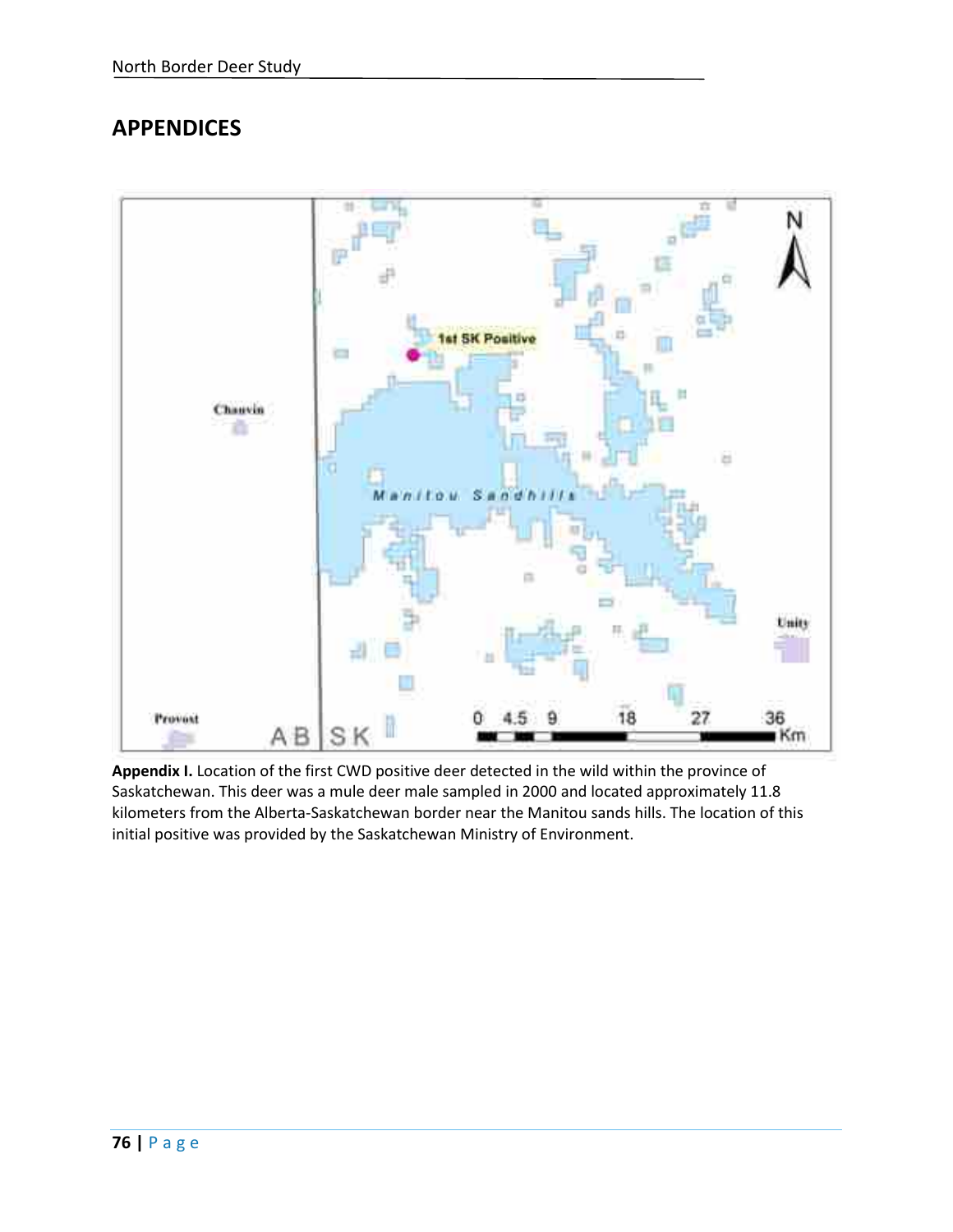## APPENDICES

**Appendix I.** Location of the first CWD positive deer detected in the wild within the province of Saskatchewan. This deer was a mule deer male sampled in 2000 and located approximately 11.8 kilometers from the Alberta-Saskatchewan border near the Manitou sands hills. The location of this initial positive was provided by the Saskatchewan Ministry of Environment.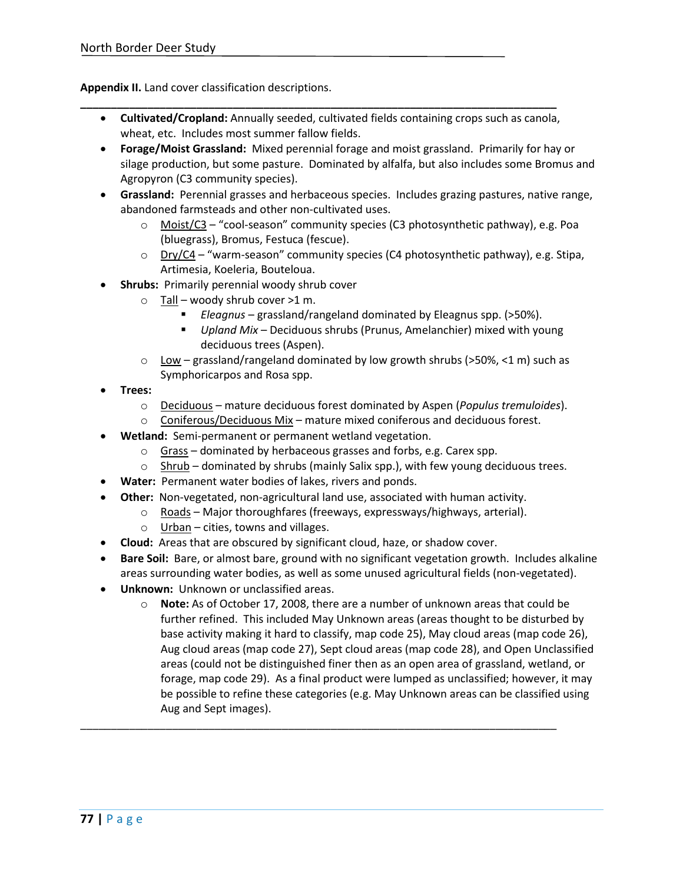**Appendix II.** Land cover classification descriptions.

---

- **Cultivated/Cropland:** Annually seeded, cultivated fields containing crops such as canola, wheat, etc. Includes most summer fallow fields.
- **Forage/Moist Grassland:** Mixed perennial forage and moist grassland. Primarily for hay or silage production, but some pasture. Dominated by alfalfa, but also includes some Bromus and Agropyron (C3 community species).
- **Grassland:** Perennial grasses and herbaceous species. Includes grazing pastures, native range, abandoned farmsteads and other non-cultivated uses.
  - Moist/C3 – "cool-season" community species (C3 photosynthetic pathway), e.g. Poa (bluegrass), Bromus, Festuca (fescue).
  - Dry/C4 – "warm-season" community species (C4 photosynthetic pathway), e.g. Stipa, Artimesia, Koeleria, Bouteloua.
- **Shrubs:** Primarily perennial woody shrub cover
  - Tall – woody shrub cover >1 m.
    - *Eleagnus* – grassland/rangeland dominated by Eleagnus spp. (>50%).
    - *Upland Mix* – Deciduous shrubs (Prunus, Amelanchier) mixed with young deciduous trees (Aspen).
  - Low – grassland/rangeland dominated by low growth shrubs (>50%, <1 m) such as Symphoricarpos and Rosa spp.
- **Trees:**
  - Deciduous – mature deciduous forest dominated by Aspen (*Populus tremuloides*).
  - Coniferous/Deciduous Mix – mature mixed coniferous and deciduous forest.
- **Wetland:** Semi-permanent or permanent wetland vegetation.
  - Grass – dominated by herbaceous grasses and forbs, e.g. Carex spp.
  - Shrub – dominated by shrubs (mainly Salix spp.), with few young deciduous trees.
- **Water:** Permanent water bodies of lakes, rivers and ponds.
- **Other:** Non-vegetated, non-agricultural land use, associated with human activity.
  - Roads – Major thoroughfares (freeways, expressways/highways, arterial).
  - Urban – cities, towns and villages.
- **Cloud:** Areas that are obscured by significant cloud, haze, or shadow cover.
- **Bare Soil:** Bare, or almost bare, ground with no significant vegetation growth. Includes alkaline areas surrounding water bodies, as well as some unused agricultural fields (non-vegetated).
- **Unknown:** Unknown or unclassified areas.
  - **Note:** As of October 17, 2008, there are a number of unknown areas that could be further refined. This included May Unknown areas (areas thought to be disturbed by base activity making it hard to classify, map code 25), May cloud areas (map code 26), Aug cloud areas (map code 27), Sept cloud areas (map code 28), and Open Unclassified areas (could not be distinguished finer then as an open area of grassland, wetland, or forage, map code 29). As a final product were lumped as unclassified; however, it may be possible to refine these categories (e.g. May Unknown areas can be classified using Aug and Sept images).

---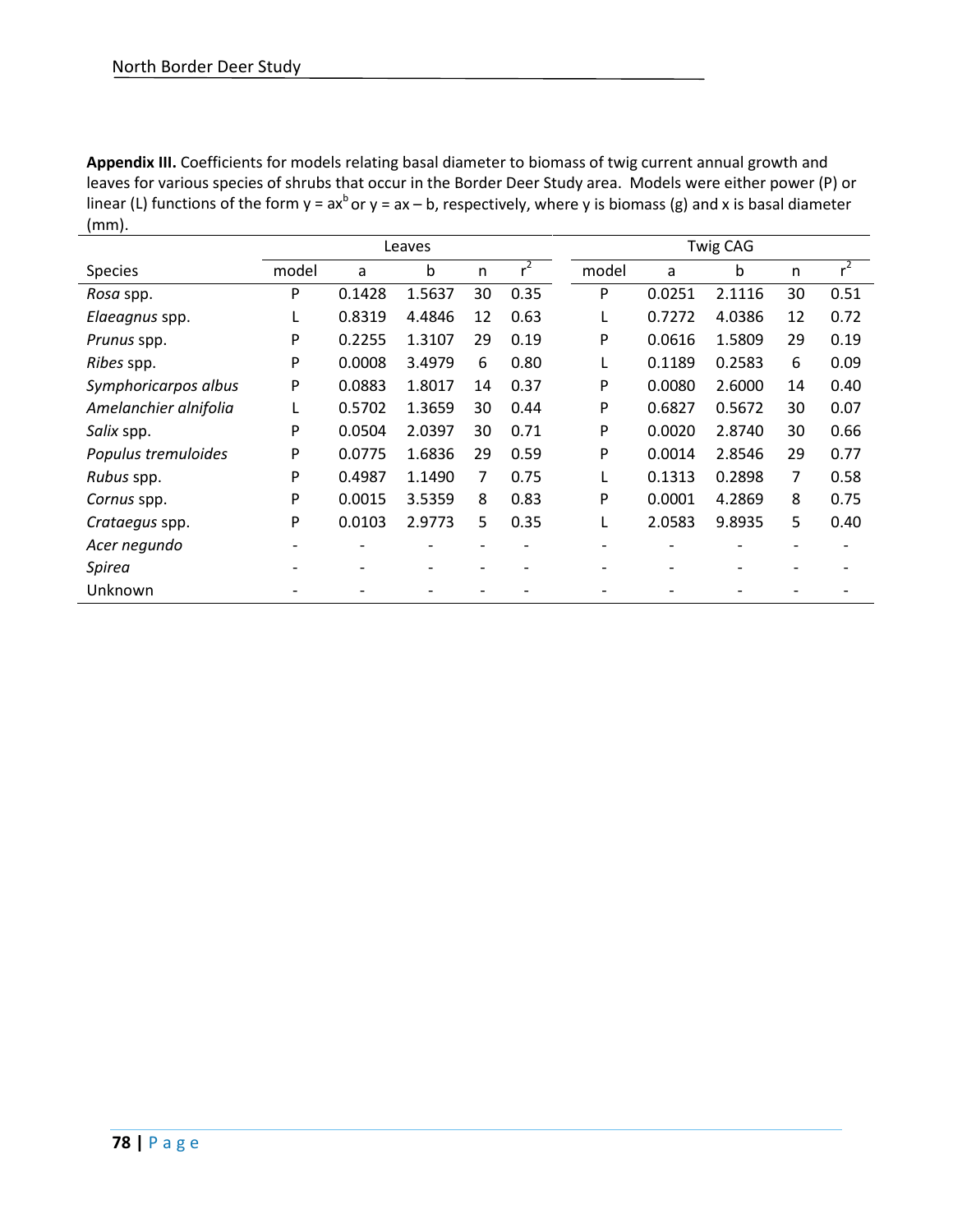**Appendix III.** Coefficients for models relating basal diameter to biomass of twig current annual growth and leaves for various species of shrubs that occur in the Border Deer Study area. Models were either power (P) or linear (L) functions of the form $y = ax^b$ or $y = ax - b$, respectively, where y is biomass (g) and x is basal diameter (mm).

| | Leaves | | | | | Twig CAG | | | | |
|---|---|---|---|---|---|---|---|---|---|---|
| Species | model | a | b | n | $r^2$ | model | a | b | n | $r^2$ |
| *Rosa* spp. | P | 0.1428 | 1.5637 | 30 | 0.35 | P | 0.0251 | 2.1116 | 30 | 0.51 |
| *Elaeagnus* spp. | L | 0.8319 | 4.4846 | 12 | 0.63 | L | 0.7272 | 4.0386 | 12 | 0.72 |
| *Prunus* spp. | P | 0.2255 | 1.3107 | 29 | 0.19 | P | 0.0616 | 1.5809 | 29 | 0.19 |
| *Ribes* spp. | P | 0.0008 | 3.4979 | 6 | 0.80 | L | 0.1189 | 0.2583 | 6 | 0.09 |
| *Symphoricarpos albus* | P | 0.0883 | 1.8017 | 14 | 0.37 | P | 0.0080 | 2.6000 | 14 | 0.40 |
| *Amelanchier alnifolia* | L | 0.5702 | 1.3659 | 30 | 0.44 | P | 0.6827 | 0.5672 | 30 | 0.07 |
| *Salix* spp. | P | 0.0504 | 2.0397 | 30 | 0.71 | P | 0.0020 | 2.8740 | 30 | 0.66 |
| *Populus tremuloides* | P | 0.0775 | 1.6836 | 29 | 0.59 | P | 0.0014 | 2.8546 | 29 | 0.77 |
| *Rubus* spp. | P | 0.4987 | 1.1490 | 7 | 0.75 | L | 0.1313 | 0.2898 | 7 | 0.58 |
| *Cornus* spp. | P | 0.0015 | 3.5359 | 8 | 0.83 | P | 0.0001 | 4.2869 | 8 | 0.75 |
| *Crataegus* spp. | P | 0.0103 | 2.9773 | 5 | 0.35 | L | 2.0583 | 9.8935 | 5 | 0.40 |
| *Acer negundo* | - | - | - | - | - | - | - | - | - | - |
| *Spirea* | - | - | - | - | - | - | - | - | - | - |
| Unknown | - | - | - | - | - | - | - | - | - | - |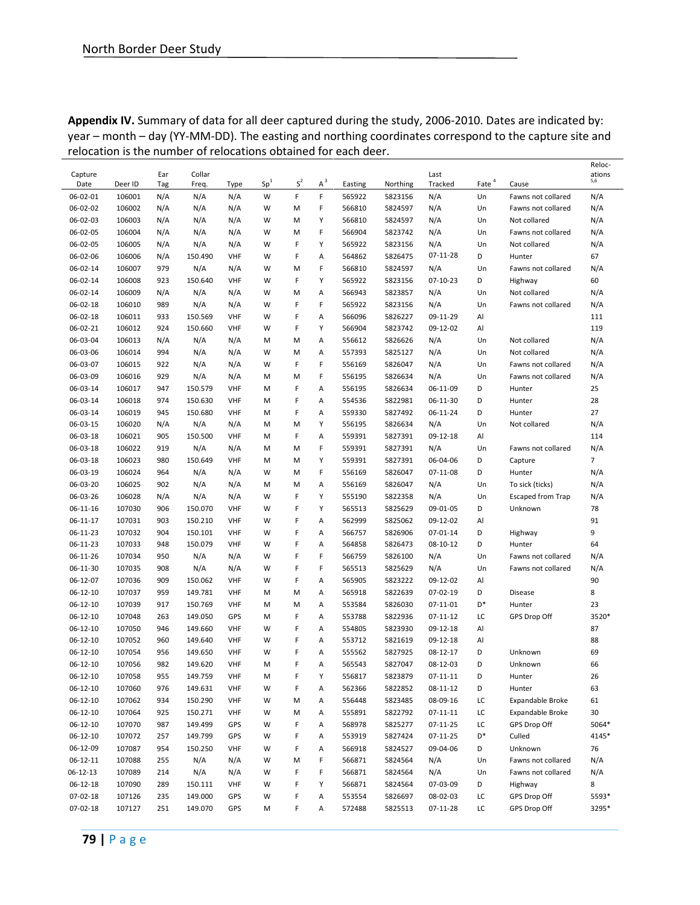**Appendix IV.** Summary of data for all deer captured during the study, 2006-2010. Dates are indicated by: year – month – day (YY-MM-DD). The easting and northing coordinates correspond to the capture site and relocation is the number of relocations obtained for each deer.

| Capture Date | Deer ID | Ear Tag | Collar Freq. | Type | Sp[1] | S[2] | A[3] | Easting | Northing | Last Tracked | Fate[4] | Cause | Relocations[5,6] |
|---|---|---|---|---|---|---|---|---|---|---|---|---|---|
| 06-02-01 | 106001 | N/A | N/A | N/A | W | F | F | 565922 | 5823156 | N/A | Un | Fawns not collared | N/A |
| 06-02-02 | 106002 | N/A | N/A | N/A | W | M | F | 566810 | 5824597 | N/A | Un | Fawns not collared | N/A |
| 06-02-03 | 106003 | N/A | N/A | N/A | W | M | Y | 566810 | 5824597 | N/A | Un | Not collared | N/A |
| 06-02-05 | 106004 | N/A | N/A | N/A | W | M | F | 566904 | 5823742 | N/A | Un | Fawns not collared | N/A |
| 06-02-05 | 106005 | N/A | N/A | N/A | W | F | Y | 565922 | 5823156 | N/A | Un | Not collared | N/A |
| 06-02-06 | 106006 | N/A | 150.490 | VHF | W | F | A | 564862 | 5826475 | 07-11-28 | D | Hunter | 67 |
| 06-02-14 | 106007 | 979 | N/A | N/A | W | M | F | 566810 | 5824597 | N/A | Un | Fawns not collared | N/A |
| 06-02-14 | 106008 | 923 | 150.640 | VHF | W | F | Y | 565922 | 5823156 | 07-10-23 | D | Highway | 60 |
| 06-02-14 | 106009 | N/A | N/A | N/A | W | M | A | 566943 | 5823857 | N/A | Un | Not collared | N/A |
| 06-02-18 | 106010 | 989 | N/A | N/A | W | F | F | 565922 | 5823156 | N/A | Un | Fawns not collared | N/A |
| 06-02-18 | 106011 | 933 | 150.569 | VHF | W | F | A | 566096 | 5826227 | 09-11-29 | Al | | 111 |
| 06-02-21 | 106012 | 924 | 150.660 | VHF | W | F | Y | 566904 | 5823742 | 09-12-02 | Al | | 119 |
| 06-03-04 | 106013 | N/A | N/A | N/A | M | M | A | 556612 | 5826626 | N/A | Un | Not collared | N/A |
| 06-03-06 | 106014 | 994 | N/A | N/A | W | M | A | 557393 | 5825127 | N/A | Un | Not collared | N/A |
| 06-03-07 | 106015 | 922 | N/A | N/A | W | F | F | 556169 | 5826047 | N/A | Un | Fawns not collared | N/A |
| 06-03-09 | 106016 | 929 | N/A | N/A | M | M | F | 556195 | 5826634 | N/A | Un | Fawns not collared | N/A |
| 06-03-14 | 106017 | 947 | 150.579 | VHF | M | F | A | 556195 | 5826634 | 06-11-09 | D | Hunter | 25 |
| 06-03-14 | 106018 | 974 | 150.630 | VHF | M | F | A | 554536 | 5822981 | 06-11-30 | D | Hunter | 28 |
| 06-03-14 | 106019 | 945 | 150.680 | VHF | M | F | A | 559330 | 5827492 | 06-11-24 | D | Hunter | 27 |
| 06-03-15 | 106020 | N/A | N/A | N/A | M | M | Y | 556195 | 5826634 | N/A | Un | Not collared | N/A |
| 06-03-18 | 106021 | 905 | 150.500 | VHF | M | F | A | 559391 | 5827391 | 09-12-18 | Al | | 114 |
| 06-03-18 | 106022 | 919 | N/A | N/A | M | M | F | 559391 | 5827391 | N/A | Un | Fawns not collared | N/A |
| 06-03-18 | 106023 | 980 | 150.649 | VHF | M | M | Y | 559391 | 5827391 | 06-04-06 | D | Capture | 7 |
| 06-03-19 | 106024 | 964 | N/A | N/A | W | M | F | 556169 | 5826047 | 07-11-08 | D | Hunter | N/A |
| 06-03-20 | 106025 | 902 | N/A | N/A | M | M | A | 556169 | 5826047 | N/A | Un | To sick (ticks) | N/A |
| 06-03-26 | 106028 | N/A | N/A | N/A | W | F | Y | 555190 | 5822358 | N/A | Un | Escaped from Trap | N/A |
| 06-11-16 | 107030 | 906 | 150.070 | VHF | W | F | Y | 565513 | 5825629 | 09-01-05 | D | Unknown | 78 |
| 06-11-17 | 107031 | 903 | 150.210 | VHF | W | F | A | 562999 | 5825062 | 09-12-02 | Al | | 91 |
| 06-11-23 | 107032 | 904 | 150.101 | VHF | W | F | A | 566757 | 5826906 | 07-01-14 | D | Highway | 9 |
| 06-11-23 | 107033 | 948 | 150.079 | VHF | W | F | A | 564858 | 5826473 | 08-10-12 | D | Hunter | 64 |
| 06-11-26 | 107034 | 950 | N/A | N/A | W | F | F | 566759 | 5826100 | N/A | Un | Fawns not collared | N/A |
| 06-11-30 | 107035 | 908 | N/A | N/A | W | F | F | 565513 | 5825629 | N/A | Un | Fawns not collared | N/A |
| 06-12-07 | 107036 | 909 | 150.062 | VHF | W | F | A | 565905 | 5823222 | 09-12-02 | Al | | 90 |
| 06-12-10 | 107037 | 959 | 149.781 | VHF | M | M | A | 565918 | 5822639 | 07-02-19 | D | Disease | 8 |
| 06-12-10 | 107039 | 917 | 150.769 | VHF | M | M | A | 553584 | 5826030 | 07-11-01 | D* | Hunter | 23 |
| 06-12-10 | 107048 | 263 | 149.050 | GPS | M | F | A | 553788 | 5822936 | 07-11-12 | LC | GPS Drop Off | 3520* |
| 06-12-10 | 107050 | 946 | 149.660 | VHF | W | F | A | 554805 | 5823930 | 09-12-18 | Al | | 87 |
| 06-12-10 | 107052 | 960 | 149.640 | VHF | W | F | A | 553712 | 5821619 | 09-12-18 | Al | | 88 |
| 06-12-10 | 107054 | 956 | 149.650 | VHF | W | F | A | 555562 | 5827925 | 08-12-17 | D | Unknown | 69 |
| 06-12-10 | 107056 | 982 | 149.620 | VHF | M | F | A | 565543 | 5827047 | 08-12-03 | D | Unknown | 66 |
| 06-12-10 | 107058 | 955 | 149.759 | VHF | M | F | Y | 556817 | 5823879 | 07-11-11 | D | Hunter | 26 |
| 06-12-10 | 107060 | 976 | 149.631 | VHF | W | F | A | 562366 | 5822852 | 08-11-12 | D | Hunter | 63 |
| 06-12-10 | 107062 | 934 | 150.290 | VHF | W | M | A | 556448 | 5823485 | 08-09-16 | LC | Expandable Broke | 61 |
| 06-12-10 | 107064 | 925 | 150.271 | VHF | W | M | A | 555891 | 5822792 | 07-11-11 | LC | Expandable Broke | 30 |
| 06-12-10 | 107070 | 987 | 149.499 | GPS | W | F | A | 568978 | 5825277 | 07-11-25 | LC | GPS Drop Off | 5064* |
| 06-12-10 | 107072 | 257 | 149.799 | GPS | W | F | A | 553919 | 5827424 | 07-11-25 | D* | Culled | 4145* |
| 06-12-09 | 107087 | 954 | 150.250 | VHF | W | F | A | 566918 | 5824527 | 09-04-06 | D | Unknown | 76 |
| 06-12-11 | 107088 | 255 | N/A | N/A | W | M | F | 566871 | 5824564 | N/A | Un | Fawns not collared | N/A |
| 06-12-13 | 107089 | 214 | N/A | N/A | W | F | F | 566871 | 5824564 | N/A | Un | Fawns not collared | N/A |
| 06-12-18 | 107090 | 289 | 150.111 | VHF | W | F | Y | 566871 | 5824564 | 07-03-09 | D | Highway | 8 |
| 07-02-18 | 107126 | 235 | 149.000 | GPS | W | F | A | 553554 | 5826697 | 08-02-03 | LC | GPS Drop Off | 5593* |
| 07-02-18 | 107127 | 251 | 149.070 | GPS | M | F | A | 572488 | 5825513 | 07-11-28 | LC | GPS Drop Off | 3295* |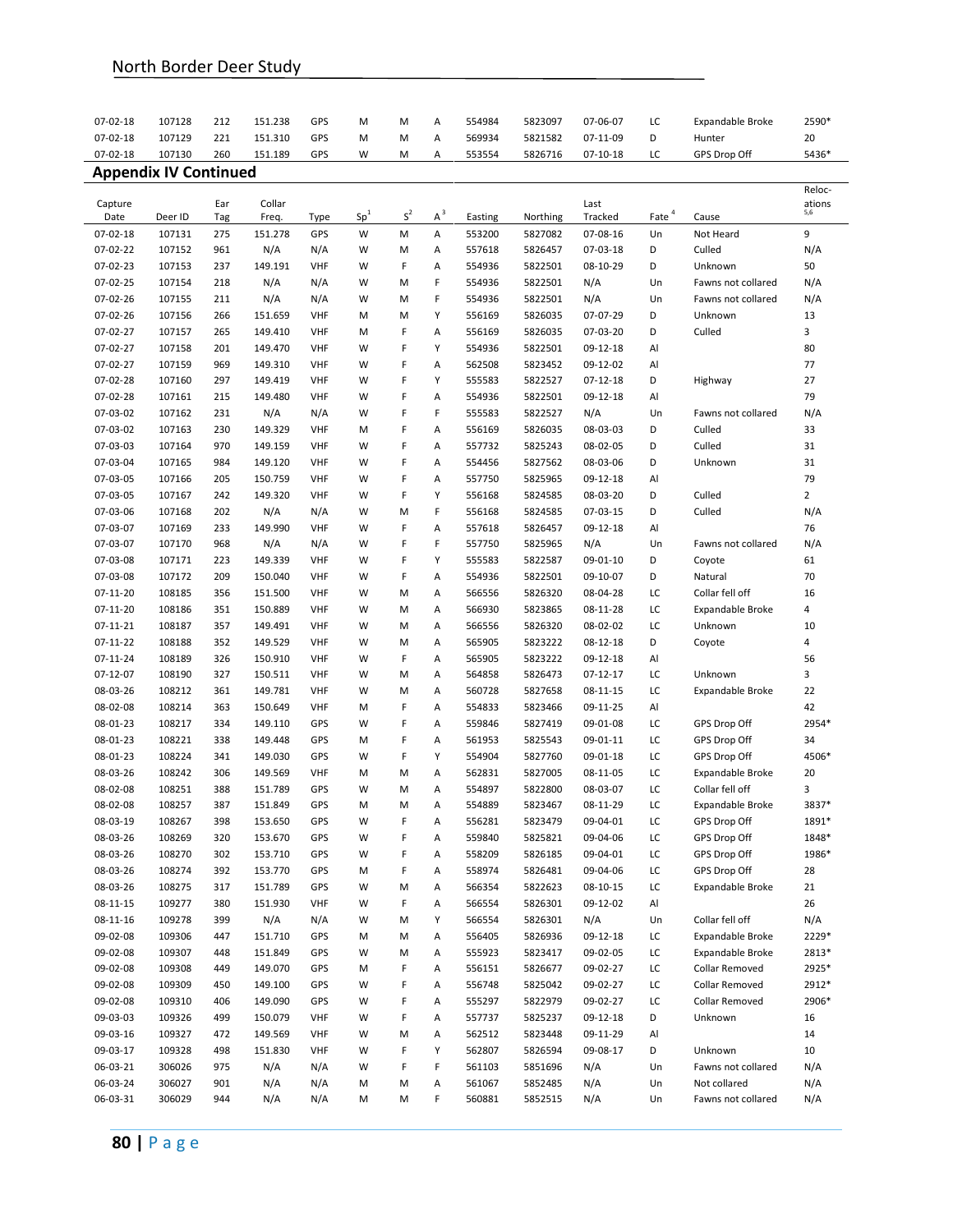| Capture Date | Deer ID | Ear Tag | Collar Freq. | Type | Sp[1] | S[2] | A[3] | Easting | Northing | Last Tracked | Fate[4] | Cause | Relocations[5,6] |
|---|---|---|---|---|---|---|---|---|---|---|---|---|---|
| 07-02-18 | 107128 | 212 | 151.238 | GPS | M | M | A | 554984 | 5823097 | 07-06-07 | LC | Expandable Broke | 2590* |
| 07-02-18 | 107129 | 221 | 151.310 | GPS | M | M | A | 569934 | 5821582 | 07-11-09 | D | Hunter | 20 |
| 07-02-18 | 107130 | 260 | 151.189 | GPS | W | M | A | 553554 | 5826716 | 07-10-18 | LC | GPS Drop Off | 5436* |

## Appendix IV Continued

| Capture Date | Deer ID | Ear Tag | Collar Freq. | Type | Sp[1] | S[2] | A[3] | Easting | Northing | Last Tracked | Fate[4] | Cause | Relocations[5,6] |
|---|---|---|---|---|---|---|---|---|---|---|---|---|---|
| 07-02-18 | 107131 | 275 | 151.278 | GPS | W | M | A | 553200 | 5827082 | 07-08-16 | Un | Not Heard | 9 |
| 07-02-22 | 107152 | 961 | N/A | N/A | W | M | A | 557618 | 5826457 | 07-03-18 | D | Culled | N/A |
| 07-02-23 | 107153 | 237 | 149.191 | VHF | W | F | A | 554936 | 5822501 | 08-10-29 | D | Unknown | 50 |
| 07-02-25 | 107154 | 218 | N/A | N/A | W | M | F | 554936 | 5822501 | N/A | Un | Fawns not collared | N/A |
| 07-02-26 | 107155 | 211 | N/A | N/A | W | M | F | 554936 | 5822501 | N/A | Un | Fawns not collared | N/A |
| 07-02-26 | 107156 | 266 | 151.659 | VHF | M | M | Y | 556169 | 5826035 | 07-07-29 | D | Unknown | 13 |
| 07-02-27 | 107157 | 265 | 149.410 | VHF | M | F | A | 556169 | 5826035 | 07-03-20 | D | Culled | 3 |
| 07-02-27 | 107158 | 201 | 149.470 | VHF | W | F | Y | 554936 | 5822501 | 09-12-18 | Al | | 80 |
| 07-02-27 | 107159 | 969 | 149.310 | VHF | W | F | A | 562508 | 5823452 | 09-12-02 | Al | | 77 |
| 07-02-28 | 107160 | 297 | 149.419 | VHF | W | F | Y | 555583 | 5822527 | 07-12-18 | D | Highway | 27 |
| 07-02-28 | 107161 | 215 | 149.480 | VHF | W | F | A | 554936 | 5822501 | 09-12-18 | Al | | 79 |
| 07-03-02 | 107162 | 231 | N/A | N/A | W | F | F | 555583 | 5822527 | N/A | Un | Fawns not collared | N/A |
| 07-03-02 | 107163 | 230 | 149.329 | VHF | M | F | A | 556169 | 5826035 | 08-03-03 | D | Culled | 33 |
| 07-03-03 | 107164 | 970 | 149.159 | VHF | W | F | A | 557732 | 5825243 | 08-02-05 | D | Culled | 31 |
| 07-03-04 | 107165 | 984 | 149.120 | VHF | W | F | A | 554456 | 5827562 | 08-03-06 | D | Unknown | 31 |
| 07-03-05 | 107166 | 205 | 150.759 | VHF | W | F | A | 557750 | 5825965 | 09-12-18 | Al | | 79 |
| 07-03-05 | 107167 | 242 | 149.320 | VHF | W | F | Y | 556168 | 5824585 | 08-03-20 | D | Culled | 2 |
| 07-03-06 | 107168 | 202 | N/A | N/A | W | M | F | 556168 | 5824585 | 07-03-15 | D | Culled | N/A |
| 07-03-07 | 107169 | 233 | 149.990 | VHF | W | F | A | 557618 | 5826457 | 09-12-18 | Al | | 76 |
| 07-03-07 | 107170 | 968 | N/A | N/A | W | F | F | 557750 | 5825965 | N/A | Un | Fawns not collared | N/A |
| 07-03-08 | 107171 | 223 | 149.339 | VHF | W | F | Y | 555583 | 5822587 | 09-01-10 | D | Coyote | 61 |
| 07-03-08 | 107172 | 209 | 150.040 | VHF | W | F | A | 554936 | 5822501 | 09-10-07 | D | Natural | 70 |
| 07-11-20 | 108185 | 356 | 151.500 | VHF | W | M | A | 566556 | 5826320 | 08-04-28 | LC | Collar fell off | 16 |
| 07-11-20 | 108186 | 351 | 150.889 | VHF | W | M | A | 566930 | 5823865 | 08-11-28 | LC | Expandable Broke | 4 |
| 07-11-21 | 108187 | 357 | 149.491 | VHF | W | M | A | 566556 | 5826320 | 08-02-02 | LC | Unknown | 10 |
| 07-11-22 | 108188 | 352 | 149.529 | VHF | W | M | A | 565905 | 5823222 | 08-12-18 | D | Coyote | 4 |
| 07-11-24 | 108189 | 326 | 150.910 | VHF | W | F | A | 565905 | 5823222 | 09-12-18 | Al | | 56 |
| 07-12-07 | 108190 | 327 | 150.511 | VHF | W | M | A | 564858 | 5826473 | 07-12-17 | LC | Unknown | 3 |
| 08-03-26 | 108212 | 361 | 149.781 | VHF | W | M | A | 560728 | 5827658 | 08-11-15 | LC | Expandable Broke | 22 |
| 08-02-08 | 108214 | 363 | 150.649 | VHF | M | F | A | 554833 | 5823466 | 09-11-25 | Al | | 42 |
| 08-01-23 | 108217 | 334 | 149.110 | GPS | W | F | A | 559846 | 5827419 | 09-01-08 | LC | GPS Drop Off | 2954* |
| 08-01-23 | 108221 | 338 | 149.448 | GPS | M | F | A | 561953 | 5825543 | 09-01-11 | LC | GPS Drop Off | 34 |
| 08-01-23 | 108224 | 341 | 149.030 | GPS | W | F | Y | 554904 | 5827760 | 09-01-18 | LC | GPS Drop Off | 4506* |
| 08-03-26 | 108242 | 306 | 149.569 | VHF | M | M | A | 562831 | 5827005 | 08-11-05 | LC | Expandable Broke | 20 |
| 08-02-08 | 108251 | 388 | 151.789 | GPS | W | M | A | 554897 | 5822800 | 08-03-07 | LC | Collar fell off | 3 |
| 08-02-08 | 108257 | 387 | 151.849 | GPS | M | M | A | 554889 | 5823467 | 08-11-29 | LC | Expandable Broke | 3837* |
| 08-03-19 | 108267 | 398 | 153.650 | GPS | W | F | A | 556281 | 5823479 | 09-04-01 | LC | GPS Drop Off | 1891* |
| 08-03-26 | 108269 | 320 | 153.670 | GPS | W | F | A | 559840 | 5825821 | 09-04-06 | LC | GPS Drop Off | 1848* |
| 08-03-26 | 108270 | 302 | 153.710 | GPS | W | F | A | 558209 | 5826185 | 09-04-01 | LC | GPS Drop Off | 1986* |
| 08-03-26 | 108274 | 392 | 153.770 | GPS | M | F | A | 558974 | 5826481 | 09-04-06 | LC | GPS Drop Off | 28 |
| 08-03-26 | 108275 | 317 | 151.789 | GPS | W | M | A | 566354 | 5822623 | 08-10-15 | LC | Expandable Broke | 21 |
| 08-11-15 | 109277 | 380 | 151.930 | VHF | W | F | A | 566554 | 5826301 | 09-12-02 | Al | | 26 |
| 08-11-16 | 109278 | 399 | N/A | N/A | W | M | Y | 566554 | 5826301 | N/A | Un | Collar fell off | N/A |
| 09-02-08 | 109306 | 447 | 151.710 | GPS | M | M | A | 556405 | 5826936 | 09-12-18 | LC | Expandable Broke | 2229* |
| 09-02-08 | 109307 | 448 | 151.849 | GPS | W | M | A | 555923 | 5823417 | 09-02-05 | LC | Expandable Broke | 2813* |
| 09-02-08 | 109308 | 449 | 149.070 | GPS | M | F | A | 556151 | 5826677 | 09-02-27 | LC | Collar Removed | 2925* |
| 09-02-08 | 109309 | 450 | 149.100 | GPS | W | F | A | 556748 | 5825042 | 09-02-27 | LC | Collar Removed | 2912* |
| 09-02-08 | 109310 | 406 | 149.090 | GPS | W | F | A | 555297 | 5822979 | 09-02-27 | LC | Collar Removed | 2906* |
| 09-03-03 | 109326 | 499 | 150.079 | VHF | W | F | A | 557737 | 5825237 | 09-12-18 | D | Unknown | 16 |
| 09-03-16 | 109327 | 472 | 149.569 | VHF | W | M | A | 562512 | 5823448 | 09-11-29 | Al | | 14 |
| 09-03-17 | 109328 | 498 | 151.830 | VHF | W | F | Y | 562807 | 5826594 | 09-08-17 | D | Unknown | 10 |
| 06-03-21 | 306026 | 975 | N/A | N/A | W | F | F | 561103 | 5851696 | N/A | Un | Fawns not collared | N/A |
| 06-03-24 | 306027 | 901 | N/A | N/A | M | M | A | 561067 | 5852485 | N/A | Un | Not collared | N/A |
| 06-03-31 | 306029 | 944 | N/A | N/A | M | M | F | 560881 | 5852515 | N/A | Un | Fawns not collared | N/A |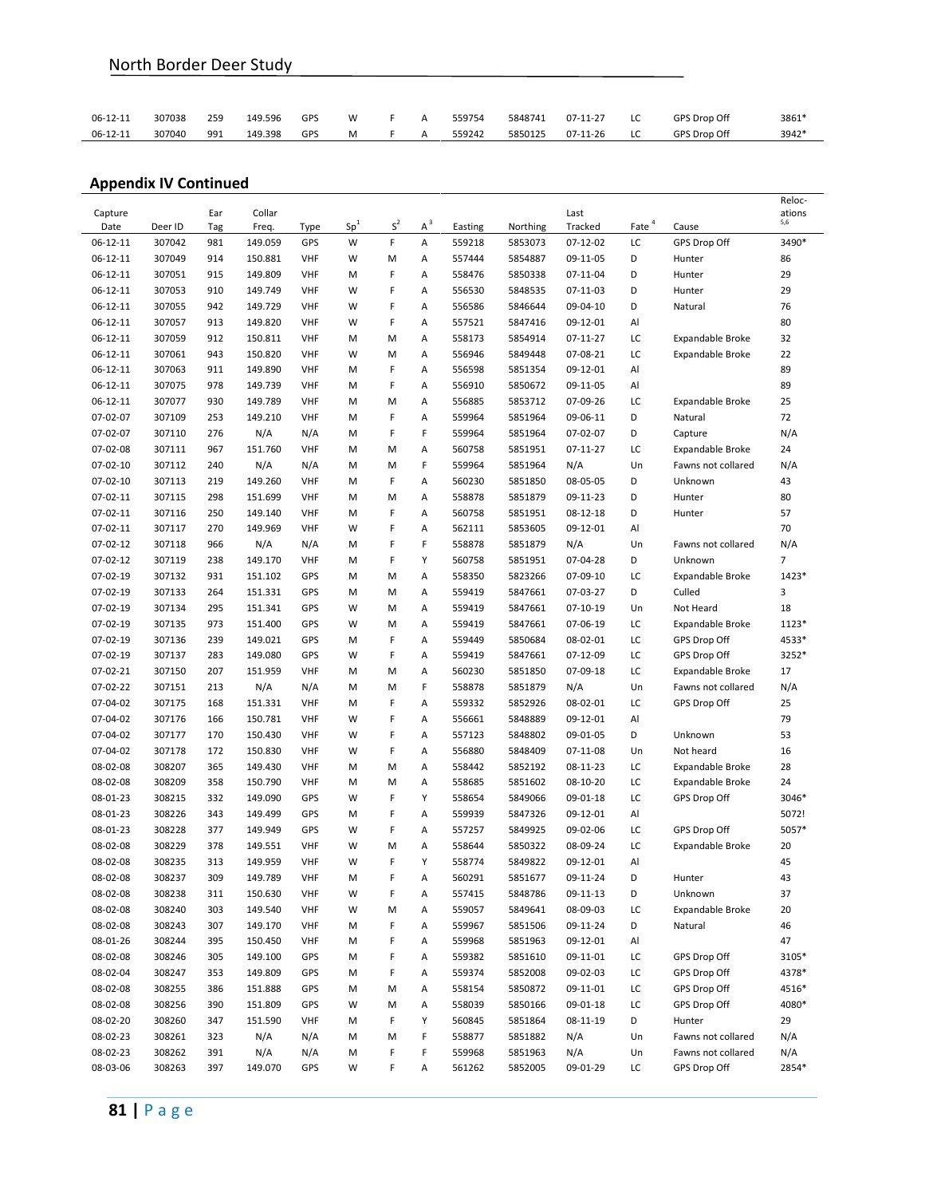| | | | | | | | | | | | | | |
|---|---|---|---|---|---|---|---|---|---|---|---|---|---|
| 06-12-11 | 307038 | 259 | 149.596 | GPS | W | F | A | 559754 | 5848741 | 07-11-27 | LC | GPS Drop Off | 3861* |
| 06-12-11 | 307040 | 991 | 149.398 | GPS | M | F | A | 559242 | 5850125 | 07-11-26 | LC | GPS Drop Off | 3942* |

## Appendix IV Continued

| Capture Date | Deer ID | Ear Tag | Collar Freq. | Type | Sp[1] | S[2] | A[3] | Easting | Northing | Last Tracked | Fate[4] | Cause | Relocations[5,6] |
|---|---|---|---|---|---|---|---|---|---|---|---|---|---|
| 06-12-11 | 307042 | 981 | 149.059 | GPS | W | F | A | 559218 | 5853073 | 07-12-02 | LC | GPS Drop Off | 3490* |
| 06-12-11 | 307049 | 914 | 150.881 | VHF | W | M | A | 557444 | 5854887 | 09-11-05 | D | Hunter | 86 |
| 06-12-11 | 307051 | 915 | 149.809 | VHF | M | F | A | 558476 | 5850338 | 07-11-04 | D | Hunter | 29 |
| 06-12-11 | 307053 | 910 | 149.749 | VHF | W | F | A | 556530 | 5848535 | 07-11-03 | D | Hunter | 29 |
| 06-12-11 | 307055 | 942 | 149.729 | VHF | W | F | A | 556586 | 5846644 | 09-04-10 | D | Natural | 76 |
| 06-12-11 | 307057 | 913 | 149.820 | VHF | W | F | A | 557521 | 5847416 | 09-12-01 | Al | | 80 |
| 06-12-11 | 307059 | 912 | 150.811 | VHF | M | M | A | 558173 | 5854914 | 07-11-27 | LC | Expandable Broke | 32 |
| 06-12-11 | 307061 | 943 | 150.820 | VHF | W | M | A | 556946 | 5849448 | 07-08-21 | LC | Expandable Broke | 22 |
| 06-12-11 | 307063 | 911 | 149.890 | VHF | M | F | A | 556598 | 5851354 | 09-12-01 | Al | | 89 |
| 06-12-11 | 307075 | 978 | 149.739 | VHF | M | F | A | 556910 | 5850672 | 09-11-05 | Al | | 89 |
| 06-12-11 | 307077 | 930 | 149.789 | VHF | M | M | A | 556885 | 5853712 | 07-09-26 | LC | Expandable Broke | 25 |
| 07-02-07 | 307109 | 253 | 149.210 | VHF | M | F | A | 559964 | 5851964 | 09-06-11 | D | Natural | 72 |
| 07-02-07 | 307110 | 276 | N/A | N/A | M | F | F | 559964 | 5851964 | 07-02-07 | D | Capture | N/A |
| 07-02-08 | 307111 | 967 | 151.760 | VHF | M | M | A | 560758 | 5851951 | 07-11-27 | LC | Expandable Broke | 24 |
| 07-02-10 | 307112 | 240 | N/A | N/A | M | M | F | 559964 | 5851964 | N/A | Un | Fawns not collared | N/A |
| 07-02-10 | 307113 | 219 | 149.260 | VHF | M | F | A | 560230 | 5851850 | 08-05-05 | D | Unknown | 43 |
| 07-02-11 | 307115 | 298 | 151.699 | VHF | M | M | A | 558878 | 5851879 | 09-11-23 | D | Hunter | 80 |
| 07-02-11 | 307116 | 250 | 149.140 | VHF | M | F | A | 560758 | 5851951 | 08-12-18 | D | Hunter | 57 |
| 07-02-11 | 307117 | 270 | 149.969 | VHF | W | F | A | 562111 | 5853605 | 09-12-01 | Al | | 70 |
| 07-02-12 | 307118 | 966 | N/A | N/A | M | F | F | 558878 | 5851879 | N/A | Un | Fawns not collared | N/A |
| 07-02-12 | 307119 | 238 | 149.170 | VHF | M | F | Y | 560758 | 5851951 | 07-04-28 | D | Unknown | 7 |
| 07-02-19 | 307132 | 931 | 151.102 | GPS | M | M | A | 558350 | 5823266 | 07-09-10 | LC | Expandable Broke | 1423* |
| 07-02-19 | 307133 | 264 | 151.331 | GPS | M | M | A | 559419 | 5847661 | 07-03-27 | D | Culled | 3 |
| 07-02-19 | 307134 | 295 | 151.341 | GPS | W | M | A | 559419 | 5847661 | 07-10-19 | Un | Not Heard | 18 |
| 07-02-19 | 307135 | 973 | 151.400 | GPS | W | M | A | 559419 | 5847661 | 07-06-19 | LC | Expandable Broke | 1123* |
| 07-02-19 | 307136 | 239 | 149.021 | GPS | M | F | A | 559449 | 5850684 | 08-02-01 | LC | GPS Drop Off | 4533* |
| 07-02-19 | 307137 | 283 | 149.080 | GPS | W | F | A | 559419 | 5847661 | 07-12-09 | LC | GPS Drop Off | 3252* |
| 07-02-21 | 307150 | 207 | 151.959 | VHF | M | M | A | 560230 | 5851850 | 07-09-18 | LC | Expandable Broke | 17 |
| 07-02-22 | 307151 | 213 | N/A | N/A | M | M | F | 558878 | 5851879 | N/A | Un | Fawns not collared | N/A |
| 07-04-02 | 307175 | 168 | 151.331 | VHF | M | F | A | 559332 | 5852926 | 08-02-01 | LC | GPS Drop Off | 25 |
| 07-04-02 | 307176 | 166 | 150.781 | VHF | W | F | A | 556661 | 5848889 | 09-12-01 | Al | | 79 |
| 07-04-02 | 307177 | 170 | 150.430 | VHF | W | F | A | 557123 | 5848802 | 09-01-05 | D | Unknown | 53 |
| 07-04-02 | 307178 | 172 | 150.830 | VHF | W | F | A | 556880 | 5848409 | 07-11-08 | Un | Not heard | 16 |
| 08-02-08 | 308207 | 365 | 149.430 | VHF | M | M | A | 558442 | 5852192 | 08-11-23 | LC | Expandable Broke | 28 |
| 08-02-08 | 308209 | 358 | 150.790 | VHF | M | M | A | 558685 | 5851602 | 08-10-20 | LC | Expandable Broke | 24 |
| 08-01-23 | 308215 | 332 | 149.090 | GPS | W | F | Y | 558654 | 5849066 | 09-01-18 | LC | GPS Drop Off | 3046* |
| 08-01-23 | 308226 | 343 | 149.499 | GPS | M | F | A | 559939 | 5847326 | 09-12-01 | Al | | 5072! |
| 08-01-23 | 308228 | 377 | 149.949 | GPS | W | F | A | 557257 | 5849925 | 09-02-06 | LC | GPS Drop Off | 5057* |
| 08-02-08 | 308229 | 378 | 151.551 | VHF | W | M | A | 558644 | 5850322 | 08-09-24 | LC | Expandable Broke | 20 |
| 08-02-08 | 308235 | 313 | 149.959 | VHF | W | F | Y | 558774 | 5849822 | 09-12-01 | Al | | 45 |
| 08-02-08 | 308237 | 309 | 149.789 | VHF | M | F | A | 560291 | 5851677 | 09-11-24 | D | Hunter | 43 |
| 08-02-08 | 308238 | 311 | 150.630 | VHF | W | F | A | 557415 | 5848786 | 09-11-13 | D | Unknown | 37 |
| 08-02-08 | 308240 | 303 | 149.540 | VHF | W | M | A | 559057 | 5849641 | 08-09-03 | LC | Expandable Broke | 20 |
| 08-02-08 | 308243 | 307 | 149.170 | VHF | M | F | A | 559967 | 5851506 | 09-11-24 | D | Natural | 46 |
| 08-01-26 | 308244 | 395 | 150.450 | VHF | M | F | A | 559968 | 5851963 | 09-12-01 | Al | | 47 |
| 08-02-08 | 308246 | 305 | 149.100 | GPS | M | F | A | 559382 | 5851610 | 09-11-01 | LC | GPS Drop Off | 3105* |
| 08-02-04 | 308247 | 353 | 149.809 | GPS | M | F | A | 559374 | 5852008 | 09-02-03 | LC | GPS Drop Off | 4378* |
| 08-02-08 | 308255 | 386 | 151.888 | GPS | M | M | A | 558154 | 5850872 | 09-11-01 | LC | GPS Drop Off | 4516* |
| 08-02-08 | 308256 | 390 | 151.809 | GPS | W | M | A | 558039 | 5850166 | 09-01-18 | LC | GPS Drop Off | 4080* |
| 08-02-20 | 308260 | 347 | 151.590 | VHF | M | F | Y | 560845 | 5851864 | 08-11-19 | D | Hunter | 29 |
| 08-02-23 | 308261 | 323 | N/A | N/A | M | M | F | 558877 | 5851882 | N/A | Un | Fawns not collared | N/A |
| 08-02-23 | 308262 | 391 | N/A | N/A | M | F | F | 559968 | 5851963 | N/A | Un | Fawns not collared | N/A |
| 08-03-06 | 308263 | 397 | 149.070 | GPS | W | F | A | 561262 | 5852005 | 09-01-29 | LC | GPS Drop Off | 2854* |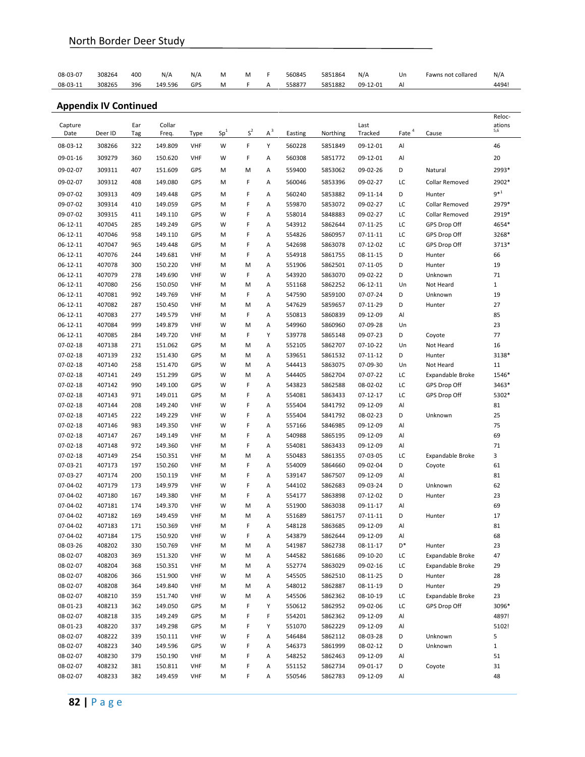| 08-03-07 | 308264 | 400 | N/A | N/A | M | M | F | 560845 | 5851864 | N/A | Un | Fawns not collared | N/A |
|---|---|---|---|---|---|---|---|---|---|---|---|---|---|
| 08-03-11 | 308265 | 396 | 149.596 | GPS | M | F | A | 558877 | 5851882 | 09-12-01 | Al | | 4494! |

## Appendix IV Continued

| Capture Date | Deer ID | Ear Tag | Collar Freq. | Type | Sp[1] | S[2] | A[3] | Easting | Northing | Last Tracked | Fate[4] | Cause | Relocations[5,6] |
|---|---|---|---|---|---|---|---|---|---|---|---|---|---|
| 08-03-12 | 308266 | 322 | 149.809 | VHF | W | F | Y | 560228 | 5851849 | 09-12-01 | Al | | 46 |
| 09-01-16 | 309279 | 360 | 150.620 | VHF | W | F | A | 560308 | 5851772 | 09-12-01 | Al | | 20 |
| 09-02-07 | 309311 | 407 | 151.609 | GPS | M | M | A | 559400 | 5853062 | 09-02-26 | D | Natural | 2993* |
| 09-02-07 | 309312 | 408 | 149.080 | GPS | M | F | A | 560046 | 5853396 | 09-02-27 | LC | Collar Removed | 2902* |
| 09-07-02 | 309313 | 409 | 149.448 | GPS | M | F | A | 560240 | 5853882 | 09-11-14 | D | Hunter | 9*[1] |
| 09-07-02 | 309314 | 410 | 149.059 | GPS | M | F | A | 559870 | 5853072 | 09-02-27 | LC | Collar Removed | 2979* |
| 09-07-02 | 309315 | 411 | 149.110 | GPS | W | F | A | 558014 | 5848883 | 09-02-27 | LC | Collar Removed | 2919* |
| 06-12-11 | 407045 | 285 | 149.249 | GPS | W | F | A | 543912 | 5862644 | 07-11-25 | LC | GPS Drop Off | 4654* |
| 06-12-11 | 407046 | 958 | 149.110 | GPS | M | F | A | 554826 | 5860957 | 07-11-11 | LC | GPS Drop Off | 3268* |
| 06-12-11 | 407047 | 965 | 149.448 | GPS | M | F | A | 542698 | 5863078 | 07-12-02 | LC | GPS Drop Off | 3713* |
| 06-12-11 | 407076 | 244 | 149.681 | VHF | M | F | A | 554918 | 5861755 | 08-11-15 | D | Hunter | 66 |
| 06-12-11 | 407078 | 300 | 150.220 | VHF | M | M | A | 551906 | 5862501 | 07-11-05 | D | Hunter | 19 |
| 06-12-11 | 407079 | 278 | 149.690 | VHF | W | F | A | 543920 | 5863070 | 09-02-22 | D | Unknown | 71 |
| 06-12-11 | 407080 | 256 | 150.050 | VHF | M | M | A | 551168 | 5862252 | 06-12-11 | Un | Not Heard | 1 |
| 06-12-11 | 407081 | 992 | 149.769 | VHF | M | F | A | 547590 | 5859100 | 07-07-24 | D | Unknown | 19 |
| 06-12-11 | 407082 | 287 | 150.450 | VHF | M | M | A | 547629 | 5859657 | 07-11-29 | D | Hunter | 27 |
| 06-12-11 | 407083 | 277 | 149.579 | VHF | M | F | A | 550813 | 5860839 | 09-12-09 | Al | | 85 |
| 06-12-11 | 407084 | 999 | 149.879 | VHF | W | M | A | 549960 | 5860960 | 07-09-28 | Un | | 23 |
| 06-12-11 | 407085 | 284 | 149.720 | VHF | M | F | Y | 539778 | 5865148 | 09-07-23 | D | Coyote | 77 |
| 07-02-18 | 407138 | 271 | 151.062 | GPS | M | M | A | 552105 | 5862707 | 07-10-22 | Un | Not Heard | 16 |
| 07-02-18 | 407139 | 232 | 151.430 | GPS | M | M | A | 539651 | 5861532 | 07-11-12 | D | Hunter | 3138* |
| 07-02-18 | 407140 | 258 | 151.470 | GPS | W | M | A | 544413 | 5863075 | 07-09-30 | Un | Not Heard | 11 |
| 07-02-18 | 407141 | 249 | 151.299 | GPS | W | M | A | 544405 | 5862704 | 07-07-22 | LC | Expandable Broke | 1546* |
| 07-02-18 | 407142 | 990 | 149.100 | GPS | W | F | A | 543823 | 5862588 | 08-02-02 | LC | GPS Drop Off | 3463* |
| 07-02-18 | 407143 | 971 | 149.011 | GPS | M | F | A | 554081 | 5863433 | 07-12-17 | LC | GPS Drop Off | 5302* |
| 07-02-18 | 407144 | 208 | 149.240 | VHF | W | F | A | 555404 | 5841792 | 09-12-09 | Al | | 81 |
| 07-02-18 | 407145 | 222 | 149.229 | VHF | W | F | A | 555404 | 5841792 | 08-02-23 | D | Unknown | 25 |
| 07-02-18 | 407146 | 983 | 149.350 | VHF | W | F | A | 557166 | 5846985 | 09-12-09 | Al | | 75 |
| 07-02-18 | 407147 | 267 | 149.149 | VHF | M | F | A | 540988 | 5865195 | 09-12-09 | Al | | 69 |
| 07-02-18 | 407148 | 972 | 149.360 | VHF | M | F | A | 554081 | 5863433 | 09-12-09 | Al | | 71 |
| 07-02-18 | 407149 | 254 | 150.351 | VHF | M | M | A | 550483 | 5861355 | 07-03-05 | LC | Expandable Broke | 3 |
| 07-03-21 | 407173 | 197 | 150.260 | VHF | M | F | A | 554009 | 5864660 | 09-02-04 | D | Coyote | 61 |
| 07-03-27 | 407174 | 200 | 150.119 | VHF | M | F | A | 539147 | 5867507 | 09-12-09 | Al | | 81 |
| 07-04-02 | 407179 | 173 | 149.979 | VHF | W | F | A | 544102 | 5862683 | 09-03-24 | D | Unknown | 62 |
| 07-04-02 | 407180 | 167 | 149.380 | VHF | M | F | A | 554177 | 5863898 | 07-12-02 | D | Hunter | 23 |
| 07-04-02 | 407181 | 174 | 149.370 | VHF | W | M | A | 551900 | 5863038 | 09-11-17 | Al | | 69 |
| 07-04-02 | 407182 | 169 | 149.459 | VHF | M | M | A | 551689 | 5861757 | 07-11-11 | D | Hunter | 17 |
| 07-04-02 | 407183 | 171 | 150.369 | VHF | M | F | A | 548128 | 5863685 | 09-12-09 | Al | | 81 |
| 07-04-02 | 407184 | 175 | 150.920 | VHF | W | F | A | 543879 | 5862644 | 09-12-09 | Al | | 68 |
| 08-03-26 | 408202 | 330 | 150.769 | VHF | M | M | A | 541987 | 5862738 | 08-11-17 | D* | Hunter | 23 |
| 08-02-07 | 408203 | 369 | 151.320 | VHF | W | M | A | 544582 | 5861686 | 09-10-20 | LC | Expandable Broke | 47 |
| 08-02-07 | 408204 | 368 | 150.351 | VHF | M | M | A | 552774 | 5863029 | 09-02-16 | LC | Expandable Broke | 29 |
| 08-02-07 | 408206 | 366 | 151.900 | VHF | W | M | A | 545505 | 5862510 | 08-11-25 | D | Hunter | 28 |
| 08-02-07 | 408208 | 364 | 149.840 | VHF | M | M | A | 548012 | 5862887 | 08-11-19 | D | Hunter | 29 |
| 08-02-07 | 408210 | 359 | 151.740 | VHF | W | M | A | 545506 | 5862362 | 08-10-19 | LC | Expandable Broke | 23 |
| 08-01-23 | 408213 | 362 | 149.050 | GPS | M | F | Y | 550612 | 5862952 | 09-02-06 | LC | GPS Drop Off | 3096* |
| 08-02-07 | 408218 | 335 | 149.249 | GPS | M | F | F | 554201 | 5862362 | 09-12-09 | Al | | 4897! |
| 08-01-23 | 408220 | 337 | 149.298 | GPS | M | F | Y | 551070 | 5862229 | 09-12-09 | Al | | 5102! |
| 08-02-07 | 408222 | 339 | 150.111 | VHF | W | F | A | 546484 | 5862112 | 08-03-28 | D | Unknown | 5 |
| 08-02-07 | 408223 | 340 | 149.596 | GPS | W | F | A | 546373 | 5861999 | 08-02-12 | D | Unknown | 1 |
| 08-02-07 | 408230 | 379 | 150.190 | VHF | M | F | A | 548252 | 5862463 | 09-12-09 | Al | | 51 |
| 08-02-07 | 408232 | 381 | 150.811 | VHF | M | F | A | 551152 | 5862734 | 09-01-17 | D | Coyote | 31 |
| 08-02-07 | 408233 | 382 | 149.459 | VHF | M | F | A | 550546 | 5862783 | 09-12-09 | Al | | 48 |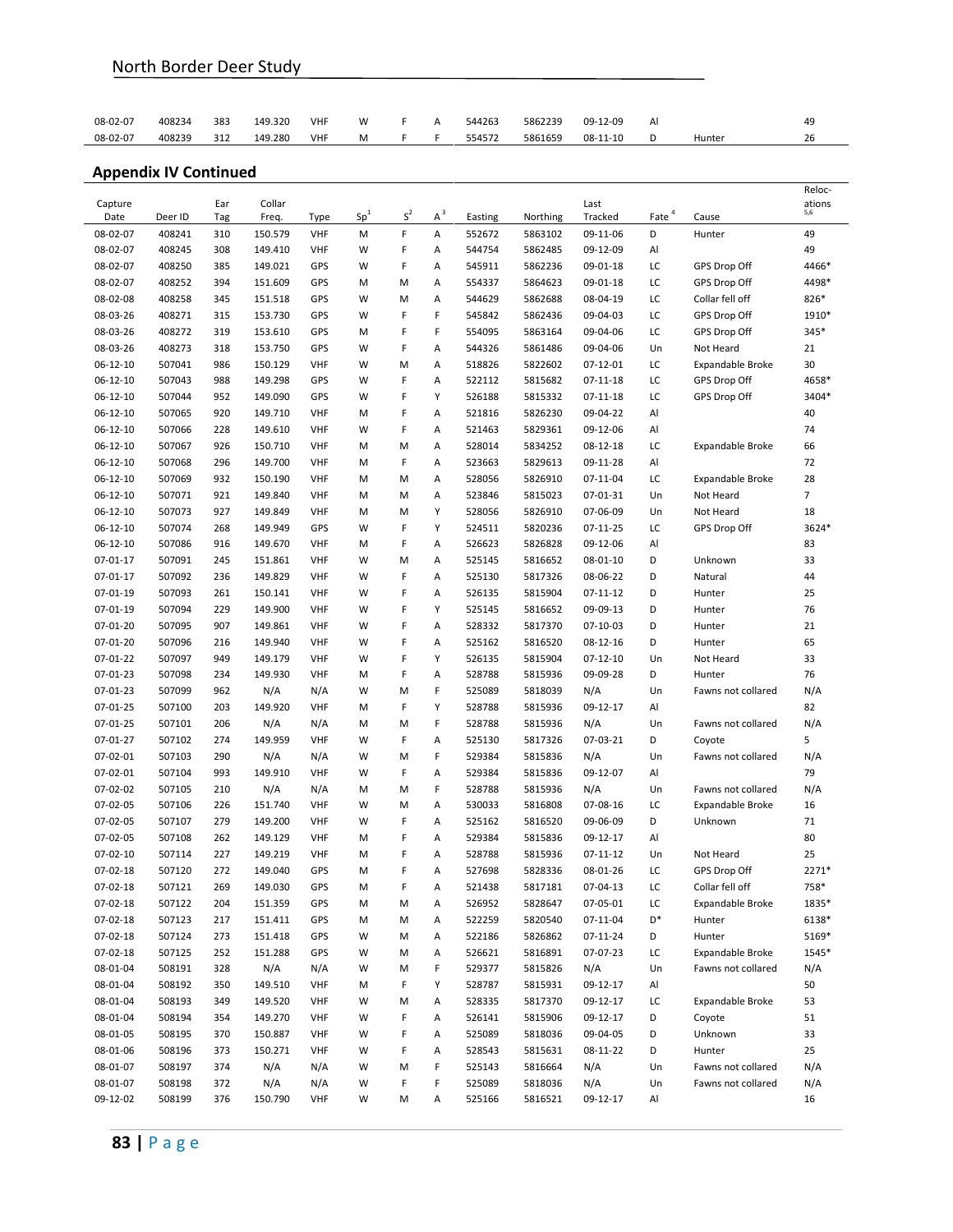| 08-02-07 | 408234 | 383 | 149.320 | VHF | W | F | A | 544263 | 5862239 | 09-12-09 | Al | | 49 |
|---|---|---|---|---|---|---|---|---|---|---|---|---|---|
| 08-02-07 | 408239 | 312 | 149.280 | VHF | M | F | F | 554572 | 5861659 | 08-11-10 | D | Hunter | 26 |

## Appendix IV Continued

| Capture Date | Deer ID | Ear Tag | Collar Freq. | Type | Sp[1] | S[2] | A[3] | Easting | Northing | Last Tracked | Fate[4] | Cause | Relocations[5,6] |
|---|---|---|---|---|---|---|---|---|---|---|---|---|---|
| 08-02-07 | 408241 | 310 | 150.579 | VHF | M | F | A | 552672 | 5863102 | 09-11-06 | D | Hunter | 49 |
| 08-02-07 | 408245 | 308 | 149.410 | VHF | W | F | A | 544754 | 5862485 | 09-12-09 | Al | | 49 |
| 08-02-07 | 408250 | 385 | 149.021 | GPS | W | F | A | 545911 | 5862236 | 09-01-18 | LC | GPS Drop Off | 4466* |
| 08-02-07 | 408252 | 394 | 151.609 | GPS | M | M | A | 554337 | 5864623 | 09-01-18 | LC | GPS Drop Off | 4498* |
| 08-02-08 | 408258 | 345 | 151.518 | GPS | W | M | A | 544629 | 5862688 | 08-04-19 | LC | Collar fell off | 826* |
| 08-03-26 | 408271 | 315 | 153.730 | GPS | W | F | F | 545842 | 5862436 | 09-04-03 | LC | GPS Drop Off | 1910* |
| 08-03-26 | 408272 | 319 | 153.610 | GPS | M | F | F | 554095 | 5863164 | 09-04-06 | LC | GPS Drop Off | 345* |
| 08-03-26 | 408273 | 318 | 153.750 | GPS | W | F | A | 544326 | 5861486 | 09-04-06 | Un | Not Heard | 21 |
| 06-12-10 | 507041 | 986 | 150.129 | VHF | W | M | A | 518826 | 5822602 | 07-12-01 | LC | Expandable Broke | 30 |
| 06-12-10 | 507043 | 988 | 149.298 | GPS | W | F | A | 522112 | 5815682 | 07-11-18 | LC | GPS Drop Off | 4658* |
| 06-12-10 | 507044 | 952 | 149.090 | GPS | W | F | Y | 526188 | 5815332 | 07-11-18 | LC | GPS Drop Off | 3404* |
| 06-12-10 | 507065 | 920 | 149.710 | VHF | M | F | A | 521816 | 5826230 | 09-04-22 | Al | | 40 |
| 06-12-10 | 507066 | 228 | 149.610 | VHF | W | F | A | 521463 | 5829361 | 09-12-06 | Al | | 74 |
| 06-12-10 | 507067 | 926 | 150.710 | VHF | M | M | A | 528014 | 5834252 | 08-12-18 | LC | Expandable Broke | 66 |
| 06-12-10 | 507068 | 296 | 149.700 | VHF | M | F | A | 523663 | 5829613 | 09-11-28 | Al | | 72 |
| 06-12-10 | 507069 | 932 | 150.190 | VHF | M | M | A | 528056 | 5826910 | 07-11-04 | LC | Expandable Broke | 28 |
| 06-12-10 | 507071 | 921 | 149.840 | VHF | M | M | A | 523846 | 5815023 | 07-01-31 | Un | Not Heard | 7 |
| 06-12-10 | 507073 | 927 | 149.849 | VHF | M | M | Y | 528056 | 5826910 | 07-06-09 | Un | Not Heard | 18 |
| 06-12-10 | 507074 | 268 | 149.949 | GPS | W | F | Y | 524511 | 5820236 | 07-11-25 | LC | GPS Drop Off | 3624* |
| 06-12-10 | 507086 | 916 | 149.670 | VHF | M | F | A | 526623 | 5826828 | 09-12-06 | Al | | 83 |
| 07-01-17 | 507091 | 245 | 151.861 | VHF | W | M | A | 525145 | 5816652 | 08-01-10 | D | Unknown | 33 |
| 07-01-17 | 507092 | 236 | 149.829 | VHF | W | F | A | 525130 | 5817326 | 08-06-22 | D | Natural | 44 |
| 07-01-19 | 507093 | 261 | 150.141 | VHF | W | F | A | 526135 | 5815904 | 07-11-12 | D | Hunter | 25 |
| 07-01-19 | 507094 | 229 | 149.900 | VHF | W | F | Y | 525145 | 5816652 | 09-09-13 | D | Hunter | 76 |
| 07-01-20 | 507095 | 907 | 149.861 | VHF | W | F | A | 525089 | 5817370 | 07-10-03 | D | Hunter | 21 |
| 07-01-20 | 507096 | 216 | 149.940 | VHF | W | F | A | 525162 | 5816520 | 08-12-16 | D | Hunter | 65 |
| 07-01-22 | 507097 | 949 | 149.179 | VHF | W | F | Y | 526135 | 5815904 | 07-12-10 | Un | Not Heard | 33 |
| 07-01-23 | 507098 | 234 | 149.930 | VHF | M | F | A | 528788 | 5815936 | 09-09-28 | D | Hunter | 76 |
| 07-01-23 | 507099 | 962 | N/A | N/A | W | M | F | 525089 | 5818039 | N/A | Un | Fawns not collared | N/A |
| 07-01-25 | 507100 | 203 | 149.920 | VHF | M | F | Y | 528788 | 5815936 | 09-12-17 | Al | | 82 |
| 07-01-25 | 507101 | 206 | N/A | N/A | M | M | F | 528788 | 5815936 | N/A | Un | Fawns not collared | N/A |
| 07-01-27 | 507102 | 274 | 149.959 | VHF | W | F | A | 525130 | 5817326 | 07-03-21 | D | Coyote | 5 |
| 07-02-01 | 507103 | 290 | N/A | N/A | W | M | F | 529384 | 5815836 | N/A | Un | Fawns not collared | N/A |
| 07-02-01 | 507104 | 993 | 149.910 | VHF | W | F | A | 529384 | 5815836 | 09-12-07 | Al | | 79 |
| 07-02-02 | 507105 | 210 | N/A | N/A | M | M | F | 528788 | 5815936 | N/A | Un | Fawns not collared | N/A |
| 07-02-05 | 507106 | 226 | 151.740 | VHF | W | M | A | 530033 | 5816808 | 07-08-16 | LC | Expandable Broke | 16 |
| 07-02-05 | 507107 | 279 | 149.200 | VHF | W | F | A | 525162 | 5816520 | 09-06-09 | D | Unknown | 71 |
| 07-02-05 | 507108 | 262 | 149.129 | VHF | M | F | A | 529384 | 5815836 | 09-12-17 | Al | | 80 |
| 07-02-10 | 507114 | 227 | 149.219 | VHF | M | F | A | 528788 | 5815936 | 07-11-12 | Un | Not Heard | 25 |
| 07-02-18 | 507120 | 272 | 149.040 | GPS | M | F | A | 527698 | 5828336 | 08-01-26 | LC | GPS Drop Off | 2271* |
| 07-02-18 | 507121 | 269 | 149.030 | GPS | M | F | A | 521438 | 5817181 | 07-04-13 | LC | Collar fell off | 758* |
| 07-02-18 | 507122 | 204 | 151.359 | GPS | M | M | A | 526952 | 5828647 | 07-05-01 | LC | Expandable Broke | 1835* |
| 07-02-18 | 507123 | 217 | 151.411 | GPS | M | M | A | 522259 | 5820540 | 07-11-04 | D* | Hunter | 6138* |
| 07-02-18 | 507124 | 273 | 151.418 | GPS | W | M | A | 522186 | 5826862 | 07-11-24 | D | Hunter | 5169* |
| 07-02-18 | 507125 | 252 | 151.288 | GPS | W | M | A | 526621 | 5816891 | 07-07-23 | LC | Expandable Broke | 1545* |
| 08-01-04 | 508191 | 328 | N/A | N/A | W | M | F | 529377 | 5815826 | N/A | Un | Fawns not collared | N/A |
| 08-01-04 | 508192 | 350 | 149.510 | VHF | M | F | Y | 528787 | 5815931 | 09-12-17 | Al | | 50 |
| 08-01-04 | 508193 | 349 | 149.520 | VHF | W | M | A | 528335 | 5817370 | 09-12-17 | LC | Expandable Broke | 53 |
| 08-01-04 | 508194 | 354 | 149.270 | VHF | W | F | A | 526141 | 5815906 | 09-12-17 | D | Coyote | 51 |
| 08-01-05 | 508195 | 370 | 150.887 | VHF | W | F | A | 525089 | 5818036 | 09-04-05 | D | Unknown | 33 |
| 08-01-06 | 508196 | 373 | 150.271 | VHF | W | F | A | 528543 | 5815631 | 08-11-22 | D | Hunter | 25 |
| 08-01-07 | 508197 | 374 | N/A | N/A | W | M | F | 525143 | 5816664 | N/A | Un | Fawns not collared | N/A |
| 08-01-07 | 508198 | 372 | N/A | N/A | W | F | F | 525089 | 5818036 | N/A | Un | Fawns not collared | N/A |
| 09-12-02 | 508199 | 376 | 150.790 | VHF | W | M | A | 525166 | 5816521 | 09-12-17 | Al | | 16 |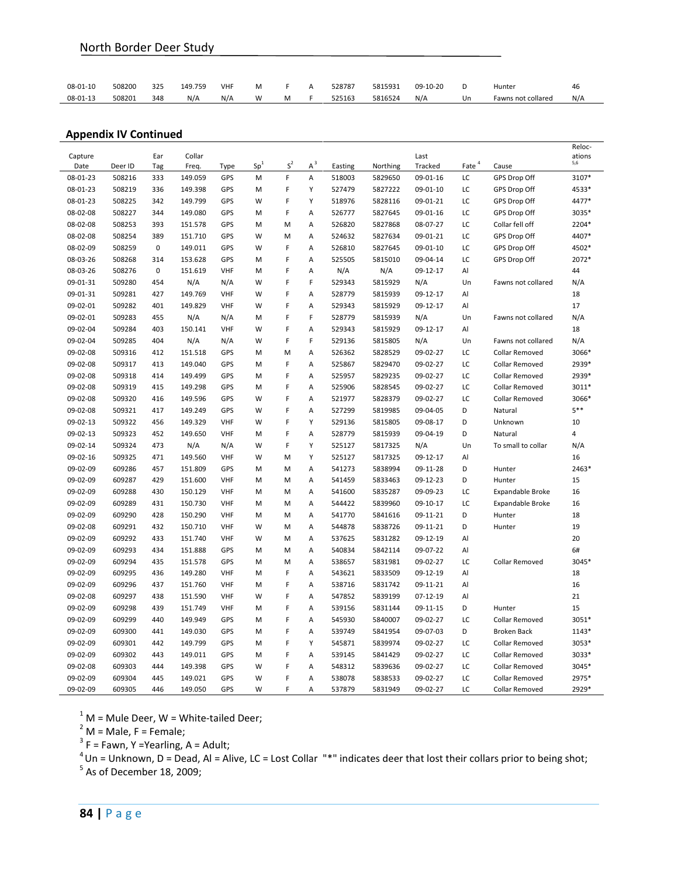| 08-01-10 | 508200 | 325 | 149.759 | VHF | M | F | A | 528787 | 5815931 | 09-10-20 | D | Hunter | 46 |
|---|---|---|---|---|---|---|---|---|---|---|---|---|---|
| 08-01-13 | 508201 | 348 | N/A | N/A | W | M | F | 525163 | 5816524 | N/A | Un | Fawns not collared | N/A |

## Appendix IV Continued

| Capture Date | Deer ID | Ear Tag | Collar Freq. | Type | Sp[1] | S[2] | A[3] | Easting | Northing | Last Tracked | Fate[4] | Cause | Relocations[5,6] |
|---|---|---|---|---|---|---|---|---|---|---|---|---|---|
| 08-01-23 | 508216 | 333 | 149.059 | GPS | M | F | A | 518003 | 5829650 | 09-01-16 | LC | GPS Drop Off | 3107* |
| 08-01-23 | 508219 | 336 | 149.398 | GPS | M | F | Y | 527479 | 5827222 | 09-01-10 | LC | GPS Drop Off | 4533* |
| 08-01-23 | 508225 | 342 | 149.799 | GPS | W | F | Y | 518976 | 5828116 | 09-01-21 | LC | GPS Drop Off | 4477* |
| 08-02-08 | 508227 | 344 | 149.080 | GPS | M | F | A | 526777 | 5827645 | 09-01-16 | LC | GPS Drop Off | 3035* |
| 08-02-08 | 508253 | 393 | 151.578 | GPS | M | M | A | 526820 | 5827868 | 08-07-27 | LC | Collar fell off | 2204* |
| 08-02-08 | 508254 | 389 | 151.710 | GPS | W | M | A | 524632 | 5827634 | 09-01-21 | LC | GPS Drop Off | 4407* |
| 08-02-09 | 508259 | 0 | 149.011 | GPS | W | F | A | 526810 | 5827645 | 09-01-10 | LC | GPS Drop Off | 4502* |
| 08-03-26 | 508268 | 314 | 153.628 | GPS | M | F | A | 525505 | 5815010 | 09-04-14 | LC | GPS Drop Off | 2072* |
| 08-03-26 | 508276 | 0 | 151.619 | VHF | M | F | A | N/A | N/A | 09-12-17 | Al | | 44 |
| 09-01-31 | 509280 | 454 | N/A | N/A | W | F | F | 529343 | 5815929 | N/A | Un | Fawns not collared | N/A |
| 09-01-31 | 509281 | 427 | 149.769 | VHF | W | F | A | 528779 | 5815939 | 09-12-17 | Al | | 18 |
| 09-02-01 | 509282 | 401 | 149.829 | VHF | W | F | A | 529343 | 5815929 | 09-12-17 | Al | | 17 |
| 09-02-01 | 509283 | 455 | N/A | N/A | M | F | F | 528779 | 5815939 | N/A | Un | Fawns not collared | N/A |
| 09-02-04 | 509284 | 403 | 150.141 | VHF | W | F | A | 529343 | 5815929 | 09-12-17 | Al | | 18 |
| 09-02-04 | 509285 | 404 | N/A | N/A | W | F | F | 529136 | 5815805 | N/A | Un | Fawns not collared | N/A |
| 09-02-08 | 509316 | 412 | 151.518 | GPS | M | M | A | 526362 | 5828529 | 09-02-27 | LC | Collar Removed | 3066* |
| 09-02-08 | 509317 | 413 | 149.040 | GPS | M | F | A | 525867 | 5829470 | 09-02-27 | LC | Collar Removed | 2939* |
| 09-02-08 | 509318 | 414 | 149.499 | GPS | M | F | A | 525957 | 5829235 | 09-02-27 | LC | Collar Removed | 2939* |
| 09-02-08 | 509319 | 415 | 149.298 | GPS | M | F | A | 525906 | 5828545 | 09-02-27 | LC | Collar Removed | 3011* |
| 09-02-08 | 509320 | 416 | 149.596 | GPS | W | F | A | 521977 | 5828379 | 09-02-27 | LC | Collar Removed | 3066* |
| 09-02-08 | 509321 | 417 | 149.249 | GPS | W | F | A | 527299 | 5819985 | 09-04-05 | D | Natural | 5** |
| 09-02-13 | 509322 | 456 | 149.329 | VHF | W | F | Y | 529136 | 5815805 | 09-08-17 | D | Unknown | 10 |
| 09-02-13 | 509323 | 452 | 149.650 | VHF | M | F | A | 528779 | 5815939 | 09-04-19 | D | Natural | 4 |
| 09-02-14 | 509324 | 473 | N/A | N/A | W | F | Y | 525127 | 5817325 | N/A | Un | To small to collar | N/A |
| 09-02-16 | 509325 | 471 | 149.560 | VHF | W | M | Y | 525127 | 5817325 | 09-12-17 | Al | | 16 |
| 09-02-09 | 609286 | 457 | 151.809 | GPS | M | M | A | 541273 | 5838994 | 09-11-28 | D | Hunter | 2463* |
| 09-02-09 | 609287 | 429 | 151.600 | VHF | M | M | A | 541459 | 5833463 | 09-12-23 | D | Hunter | 15 |
| 09-02-09 | 609288 | 430 | 150.129 | VHF | M | M | A | 541600 | 5835287 | 09-09-23 | LC | Expandable Broke | 16 |
| 09-02-09 | 609289 | 431 | 150.730 | VHF | M | M | A | 544422 | 5839960 | 09-10-17 | LC | Expandable Broke | 16 |
| 09-02-09 | 609290 | 428 | 150.290 | VHF | M | M | A | 541770 | 5841616 | 09-11-21 | D | Hunter | 18 |
| 09-02-08 | 609291 | 432 | 150.710 | VHF | W | M | A | 544878 | 5838726 | 09-11-21 | D | Hunter | 19 |
| 09-02-09 | 609292 | 433 | 151.740 | VHF | W | M | A | 537625 | 5831282 | 09-12-19 | Al | | 20 |
| 09-02-09 | 609293 | 434 | 151.888 | GPS | M | M | A | 540834 | 5842114 | 09-07-22 | Al | | 6# |
| 09-02-09 | 609294 | 435 | 151.578 | GPS | M | M | A | 538657 | 5831981 | 09-02-27 | LC | Collar Removed | 3045* |
| 09-02-09 | 609295 | 436 | 149.280 | VHF | M | F | A | 543621 | 5833509 | 09-12-19 | Al | | 18 |
| 09-02-09 | 609296 | 437 | 151.760 | VHF | M | F | A | 538716 | 5831742 | 09-11-21 | Al | | 16 |
| 09-02-08 | 609297 | 438 | 151.590 | VHF | W | F | A | 547852 | 5839199 | 07-12-19 | Al | | 21 |
| 09-02-09 | 609298 | 439 | 151.749 | VHF | M | F | A | 539156 | 5831144 | 09-11-15 | D | Hunter | 15 |
| 09-02-09 | 609299 | 440 | 149.949 | GPS | M | F | A | 545930 | 5840007 | 09-02-27 | LC | Collar Removed | 3051* |
| 09-02-09 | 609300 | 441 | 149.030 | GPS | M | F | A | 539749 | 5841954 | 09-07-03 | D | Broken Back | 1143* |
| 09-02-09 | 609301 | 442 | 149.799 | GPS | M | F | Y | 545871 | 5839974 | 09-02-27 | LC | Collar Removed | 3053* |
| 09-02-09 | 609302 | 443 | 149.011 | GPS | M | F | A | 539145 | 5841429 | 09-02-27 | LC | Collar Removed | 3033* |
| 09-02-08 | 609303 | 444 | 149.398 | GPS | W | F | A | 548312 | 5839636 | 09-02-27 | LC | Collar Removed | 3045* |
| 09-02-09 | 609304 | 445 | 149.021 | GPS | W | F | A | 538078 | 5838533 | 09-02-27 | LC | Collar Removed | 2975* |
| 09-02-09 | 609305 | 446 | 149.050 | GPS | W | F | A | 537879 | 5831949 | 09-02-27 | LC | Collar Removed | 2929* |

[1] M = Mule Deer, W = White-tailed Deer;
[2] M = Male, F = Female;
[3] F = Fawn, Y =Yearling, A = Adult;
[4] Un = Unknown, D = Dead, Al = Alive, LC = Lost Collar "*" indicates deer that lost their collars prior to being shot;
[5] As of December 18, 2009;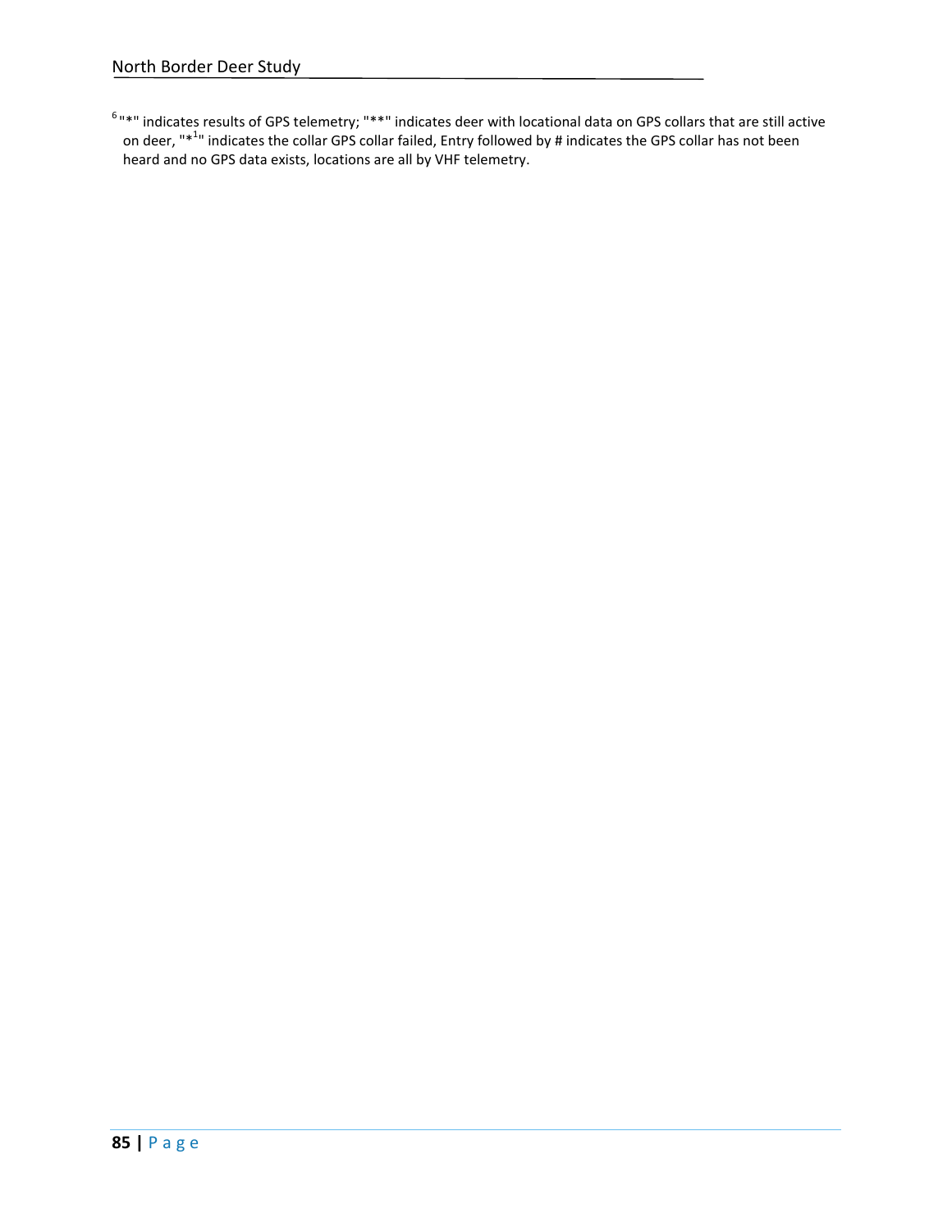[6] "*" indicates results of GPS telemetry; "**" indicates deer with locational data on GPS collars that are still active on deer, "*[1]" indicates the collar GPS collar failed, Entry followed by # indicates the GPS collar has not been heard and no GPS data exists, locations are all by VHF telemetry.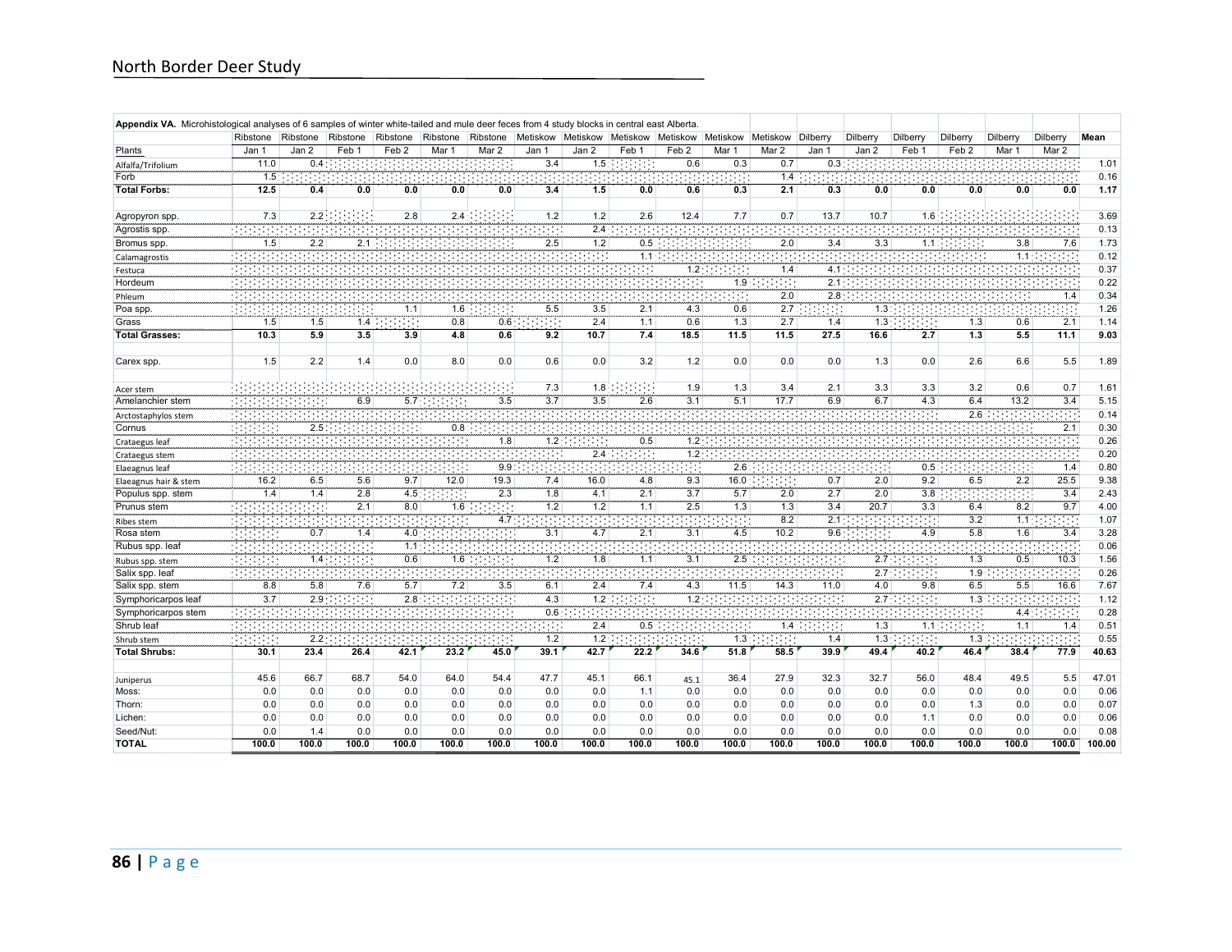**Appendix VA.** Microhistological analyses of 6 samples of winter white-tailed and mule deer feces from 4 study blocks in central east Alberta.

| | Ribstone | Ribstone | Ribstone | Ribstone | Ribstone | Ribstone | Metiskow | Metiskow | Metiskow | Metiskow | Metiskow | Metiskow | Dilberry | Dilberry | Dilberry | Dilberry | Dilberry | Dilberry | Mean |
|---|---|---|---|---|---|---|---|---|---|---|---|---|---|---|---|---|---|---|---|
| Plants | Jan 1 | Jan 2 | Feb 1 | Feb 2 | Mar 1 | Mar 2 | Jan 1 | Jan 2 | Feb 1 | Feb 2 | Mar 1 | Mar 2 | Jan 1 | Jan 2 | Feb 1 | Feb 2 | Mar 1 | Mar 2 | |
| Alfalfa/Trifolium | 11.0 | 0.4 | | | | | 3.4 | 1.5 | | 0.6 | 0.3 | 0.7 | 0.3 | | | | | | 1.01 |
| Forb | 1.5 | | | | | | | | | | | 1.4 | | | | | | | 0.16 |
| **Total Forbs:** | **12.5** | **0.4** | **0.0** | **0.0** | **0.0** | **0.0** | **3.4** | **1.5** | **0.0** | **0.6** | **0.3** | **2.1** | **0.3** | **0.0** | **0.0** | **0.0** | **0.0** | **0.0** | **1.17** |
| | | | | | | | | | | | | | | | | | | | |
| Agropyron spp. | 7.3 | 2.2 | | 2.8 | 2.4 | | 1.2 | 1.2 | 2.6 | 12.4 | 7.7 | 0.7 | 13.7 | 10.7 | 1.6 | | | | 3.69 |
| Agrostis spp. | | | | | | | | 2.4 | | | | | | | | | | | 0.13 |
| Bromus spp. | 1.5 | 2.2 | 2.1 | | | | 2.5 | 1.2 | 0.5 | | | 2.0 | 3.4 | 3.3 | 1.1 | | 3.8 | 7.6 | 1.73 |
| Calamagrostis | | | | | | | | | 1.1 | | | | | | | | 1.1 | | 0.12 |
| Festuca | | | | | | | | | | 1.2 | | 1.4 | 4.1 | | | | | | 0.37 |
| Hordeum | | | | | | | | | | | 1.9 | | 2.1 | | | | | | 0.22 |
| Phleum | | | | | | | | | | | | 2.0 | 2.8 | | | | | 1.4 | 0.34 |
| Poa spp. | | | | 1.1 | 1.6 | | 5.5 | 3.5 | 2.1 | 4.3 | 0.6 | 2.7 | | 1.3 | | | | | 1.26 |
| Grass | 1.5 | 1.5 | 1.4 | | 0.8 | 0.6 | | 2.4 | 1.1 | 0.6 | 1.3 | 2.7 | 1.4 | 1.3 | | 1.3 | 0.6 | 2.1 | 1.14 |
| **Total Grasses:** | **10.3** | **5.9** | **3.5** | **3.9** | **4.8** | **0.6** | **9.2** | **10.7** | **7.4** | **18.5** | **11.5** | **11.5** | **27.5** | **16.6** | **2.7** | **1.3** | **5.5** | **11.1** | **9.03** |
| | | | | | | | | | | | | | | | | | | | |
| Carex spp. | 1.5 | 2.2 | 1.4 | 0.0 | 8.0 | 0.0 | 0.6 | 0.0 | 3.2 | 1.2 | 0.0 | 0.0 | 0.0 | 1.3 | 0.0 | 2.6 | 6.6 | 5.5 | 1.89 |
| | | | | | | | | | | | | | | | | | | | |
| Acer stem | | | | | | | 7.3 | 1.8 | | 1.9 | 1.3 | 3.4 | 2.1 | 3.3 | 3.3 | 3.2 | 0.6 | 0.7 | 1.61 |
| Amelanchier stem | | | 6.9 | 5.7 | | 3.5 | 3.7 | 3.5 | 2.6 | 3.1 | 5.1 | 17.7 | 6.9 | 6.7 | 4.3 | 6.4 | 13.2 | 3.4 | 5.15 |
| Arctostaphylos stem | | | | | | | | | | | | | | | | 2.6 | | | 0.14 |
| Cornus | | 2.5 | | | 0.8 | | | | | | | | | | | | | 2.1 | 0.30 |
| Crataegus leaf | | | | | | 1.8 | 1.2 | | 0.5 | 1.2 | | | | | | | | | 0.26 |
| Crataegus stem | | | | | | | | 2.4 | | 1.2 | | | | | | | | | 0.20 |
| Elaeagnus leaf | | | | | | 9.9 | | | | | 2.6 | | | | 0.5 | | | 1.4 | 0.80 |
| Elaeagnus hair & stem | 16.2 | 6.5 | 5.6 | 9.7 | 12.0 | 19.3 | 7.4 | 16.0 | 4.8 | 9.3 | 16.0 | | 0.7 | 2.0 | 9.2 | 6.5 | 2.2 | 25.5 | 9.38 |
| Populus spp. stem | 1.4 | 1.4 | 2.8 | 4.5 | | 2.3 | 1.8 | 4.1 | 2.1 | 3.7 | 5.7 | 2.0 | 2.7 | 2.0 | 3.8 | | | 3.4 | 2.43 |
| Prunus stem | | | 2.1 | 8.0 | 1.6 | | 1.2 | 1.2 | 1.1 | 2.5 | 1.3 | 1.3 | 3.4 | 20.7 | 3.3 | 6.4 | 8.2 | 9.7 | 4.00 |
| Ribes stem | | | | | | 4.7 | | | | | | 8.2 | 2.1 | | | 3.2 | 1.1 | | 1.07 |
| Rosa stem | | 0.7 | 1.4 | 4.0 | | | 3.1 | 4.7 | 2.1 | 3.1 | 4.5 | 10.2 | 9.6 | | 4.9 | 5.8 | 1.6 | 3.4 | 3.28 |
| Rubus spp. leaf | | | | 1.1 | | | | | | | | | | | | | | | 0.06 |
| Rubus spp. stem | | 1.4 | | 0.6 | 1.6 | | 1.2 | 1.8 | 1.1 | 3.1 | 2.5 | | | 2.7 | | 1.3 | 0.5 | 10.3 | 1.56 |
| Salix spp. leaf | | | | | | | | | | | | | | 2.7 | | 1.9 | | | 0.26 |
| Salix spp. stem | 8.8 | 5.8 | 7.6 | 5.7 | 7.2 | 3.5 | 6.1 | 2.4 | 7.4 | 4.3 | 11.5 | 14.3 | 11.0 | 4.0 | 9.8 | 6.5 | 5.5 | 16.6 | 7.67 |
| Symphoricarpos leaf | 3.7 | 2.9 | | 2.8 | | | 4.3 | 1.2 | | 1.2 | | | | 2.7 | | 1.3 | | | 1.12 |
| Symphoricarpos stem | | | | | | | 0.6 | | | | | | | | | | 4.4 | | 0.28 |
| Shrub leaf | | | | | | | | 2.4 | 0.5 | | | 1.4 | | 1.3 | 1.1 | | 1.1 | 1.4 | 0.51 |
| Shrub stem | | 2.2 | | | | | 1.2 | 1.2 | | | 1.3 | | 1.4 | 1.3 | | 1.3 | | | 0.55 |
| **Total Shrubs:** | **30.1** | **23.4** | **26.4** | **42.1** | **23.2** | **45.0** | **39.1** | **42.7** | **22.2** | **34.6** | **51.8** | **58.5** | **39.9** | **49.4** | **40.2** | **46.4** | **38.4** | **77.9** | **40.63** |
| | | | | | | | | | | | | | | | | | | | |
| Juniperus | 45.6 | 66.7 | 68.7 | 54.0 | 64.0 | 54.4 | 47.7 | 45.1 | 66.1 | 45.1 | 36.4 | 27.9 | 32.3 | 32.7 | 56.0 | 48.4 | 49.5 | 5.5 | 47.01 |
| Moss: | 0.0 | 0.0 | 0.0 | 0.0 | 0.0 | 0.0 | 0.0 | 0.0 | 1.1 | 0.0 | 0.0 | 0.0 | 0.0 | 0.0 | 0.0 | 0.0 | 0.0 | 0.0 | 0.06 |
| Thorn: | 0.0 | 0.0 | 0.0 | 0.0 | 0.0 | 0.0 | 0.0 | 0.0 | 0.0 | 0.0 | 0.0 | 0.0 | 0.0 | 0.0 | 0.0 | 1.3 | 0.0 | 0.0 | 0.07 |
| Lichen: | 0.0 | 0.0 | 0.0 | 0.0 | 0.0 | 0.0 | 0.0 | 0.0 | 0.0 | 0.0 | 0.0 | 0.0 | 0.0 | 0.0 | 1.1 | 0.0 | 0.0 | 0.0 | 0.06 |
| Seed/Nut: | 0.0 | 1.4 | 0.0 | 0.0 | 0.0 | 0.0 | 0.0 | 0.0 | 0.0 | 0.0 | 0.0 | 0.0 | 0.0 | 0.0 | 0.0 | 0.0 | 0.0 | 0.0 | 0.08 |
| **TOTAL** | **100.0** | **100.0** | **100.0** | **100.0** | **100.0** | **100.0** | **100.0** | **100.0** | **100.0** | **100.0** | **100.0** | **100.0** | **100.0** | **100.0** | **100.0** | **100.0** | **100.0** | **100.0** | **100.00** |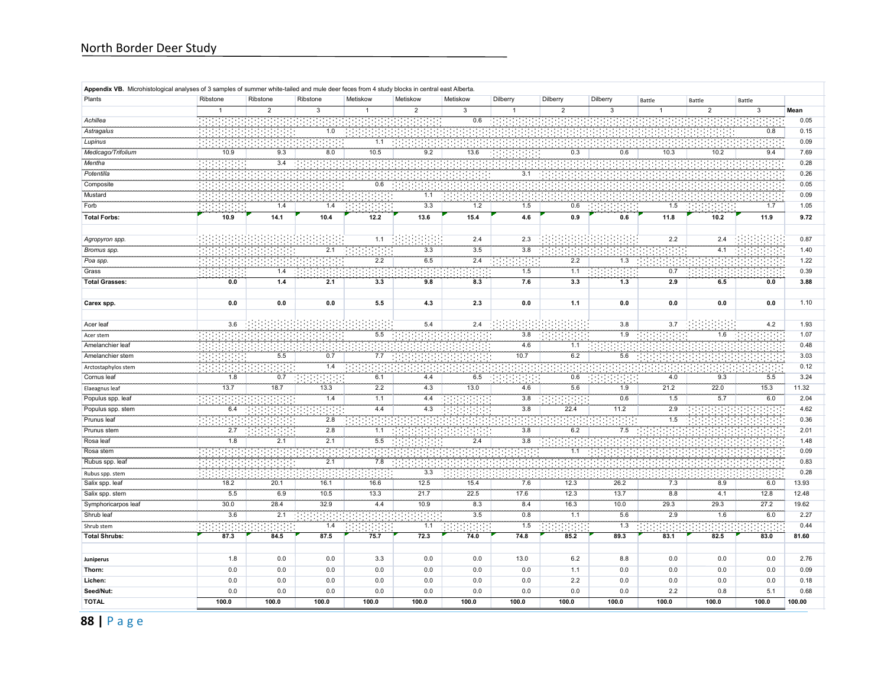**Appendix VB.** Microhistological analyses of 3 samples of summer white-tailed and mule deer feces from 4 study blocks in central east Alberta.

| Plants | Ribstone | Ribstone | Ribstone | Metiskow | Metiskow | Metiskow | Dilberry | Dilberry | Dilberry | Battle | Battle | Battle | |
|---|---|---|---|---|---|---|---|---|---|---|---|---|---|
| | 1 | 2 | 3 | 1 | 2 | 3 | 1 | 2 | 3 | 1 | 2 | 3 | **Mean** |
| *Achillea* | | | | | | 0.6 | | | | | | | 0.05 |
| *Astragalus* | | | 1.0 | | | | | | | | | 0.8 | 0.15 |
| *Lupinus* | | | | 1.1 | | | | | | | | | 0.09 |
| *Medicago/Trifolium* | 10.9 | 9.3 | 8.0 | 10.5 | 9.2 | 13.6 | | 0.3 | 0.6 | 10.3 | 10.2 | 9.4 | 7.69 |
| *Mentha* | | 3.4 | | | | | | | | | | | 0.28 |
| *Potentilla* | | | | | | | 3.1 | | | | | | 0.26 |
| Composite | | | | 0.6 | | | | | | | | | 0.05 |
| Mustard | | | | | 1.1 | | | | | | | | 0.09 |
| Forb | | 1.4 | 1.4 | | 3.3 | 1.2 | 1.5 | 0.6 | | 1.5 | | 1.7 | 1.05 |
| **Total Forbs:** | **10.9** | **14.1** | **10.4** | **12.2** | **13.6** | **15.4** | **4.6** | **0.9** | **0.6** | **11.8** | **10.2** | **11.9** | **9.72** |
| | | | | | | | | | | | | | |
| *Agropyron spp.* | | | | 1.1 | | 2.4 | 2.3 | | | 2.2 | 2.4 | | 0.87 |
| *Bromus spp.* | | | 2.1 | | 3.3 | 3.5 | 3.8 | | | | 4.1 | | 1.40 |
| *Poa spp.* | | | | 2.2 | 6.5 | 2.4 | | 2.2 | 1.3 | | | | 1.22 |
| Grass | | 1.4 | | | | | 1.5 | 1.1 | | 0.7 | | | 0.39 |
| **Total Grasses:** | **0.0** | **1.4** | **2.1** | **3.3** | **9.8** | **8.3** | **7.6** | **3.3** | **1.3** | **2.9** | **6.5** | **0.0** | **3.88** |
| | | | | | | | | | | | | | |
| **Carex spp.** | **0.0** | **0.0** | **0.0** | **5.5** | **4.3** | **2.3** | **0.0** | **1.1** | **0.0** | **0.0** | **0.0** | **0.0** | 1.10 |
| | | | | | | | | | | | | | |
| Acer leaf | 3.6 | | | | 5.4 | 2.4 | | | 3.8 | 3.7 | | 4.2 | 1.93 |
| Acer stem | | | | 5.5 | | | 3.8 | | 1.9 | | 1.6 | | 1.07 |
| Amelanchier leaf | | | | | | | 4.6 | 1.1 | | | | | 0.48 |
| Amelanchier stem | | 5.5 | 0.7 | 7.7 | | | 10.7 | 6.2 | 5.6 | | | | 3.03 |
| Arctostaphylos stem | | | 1.4 | | | | | | | | | | 0.12 |
| Cornus leaf | 1.8 | 0.7 | | 6.1 | 4.4 | 6.5 | | 0.6 | | 4.0 | 9.3 | 5.5 | 3.24 |
| Elaeagnus leaf | 13.7 | 18.7 | 13.3 | 2.2 | 4.3 | 13.0 | 4.6 | 5.6 | 1.9 | 21.2 | 22.0 | 15.3 | 11.32 |
| Populus spp. leaf | | | 1.4 | 1.1 | 4.4 | | 3.8 | | 0.6 | 1.5 | 5.7 | 6.0 | 2.04 |
| Populus spp. stem | 6.4 | | | 4.4 | 4.3 | | 3.8 | 22.4 | 11.2 | 2.9 | | | 4.62 |
| Prunus leaf | | | 2.8 | | | | | | | 1.5 | | | 0.36 |
| Prunus stem | 2.7 | | 2.8 | 1.1 | | | 3.8 | 6.2 | 7.5 | | | | 2.01 |
| Rosa leaf | 1.8 | 2.1 | 2.1 | 5.5 | | 2.4 | 3.8 | | | | | | 1.48 |
| Rosa stem | | | | | | | | 1.1 | | | | | 0.09 |
| Rubus spp. leaf | | | 2.1 | 7.8 | | | | | | | | | 0.83 |
| Rubus spp. stem | | | | | 3.3 | | | | | | | | 0.28 |
| Salix spp. leaf | 18.2 | 20.1 | 16.1 | 16.6 | 12.5 | 15.4 | 7.6 | 12.3 | 26.2 | 7.3 | 8.9 | 6.0 | 13.93 |
| Salix spp. stem | 5.5 | 6.9 | 10.5 | 13.3 | 21.7 | 22.5 | 17.6 | 12.3 | 13.7 | 8.8 | 4.1 | 12.8 | 12.48 |
| Symphoricarpos leaf | 30.0 | 28.4 | 32.9 | 4.4 | 10.9 | 8.3 | 8.4 | 16.3 | 10.0 | 29.3 | 29.3 | 27.2 | 19.62 |
| Shrub leaf | 3.6 | 2.1 | | | | 3.5 | 0.8 | 1.1 | 5.6 | 2.9 | 1.6 | 6.0 | 2.27 |
| Shrub stem | | | 1.4 | | 1.1 | | 1.5 | | 1.3 | | | | 0.44 |
| **Total Shrubs:** | **87.3** | **84.5** | **87.5** | **75.7** | **72.3** | **74.0** | **74.8** | **85.2** | **89.3** | **83.1** | **82.5** | **83.0** | **81.60** |
| | | | | | | | | | | | | | |
| **Juniperus** | 1.8 | 0.0 | 0.0 | 3.3 | 0.0 | 0.0 | 13.0 | 6.2 | 8.8 | 0.0 | 0.0 | 0.0 | 2.76 |
| **Thorn:** | 0.0 | 0.0 | 0.0 | 0.0 | 0.0 | 0.0 | 0.0 | 1.1 | 0.0 | 0.0 | 0.0 | 0.0 | 0.09 |
| **Lichen:** | 0.0 | 0.0 | 0.0 | 0.0 | 0.0 | 0.0 | 0.0 | 2.2 | 0.0 | 0.0 | 0.0 | 0.0 | 0.18 |
| **Seed/Nut:** | 0.0 | 0.0 | 0.0 | 0.0 | 0.0 | 0.0 | 0.0 | 0.0 | 0.0 | 2.2 | 0.8 | 5.1 | 0.68 |
| **TOTAL** | **100.0** | **100.0** | **100.0** | **100.0** | **100.0** | **100.0** | **100.0** | **100.0** | **100.0** | **100.0** | **100.0** | **100.0** | **100.00** |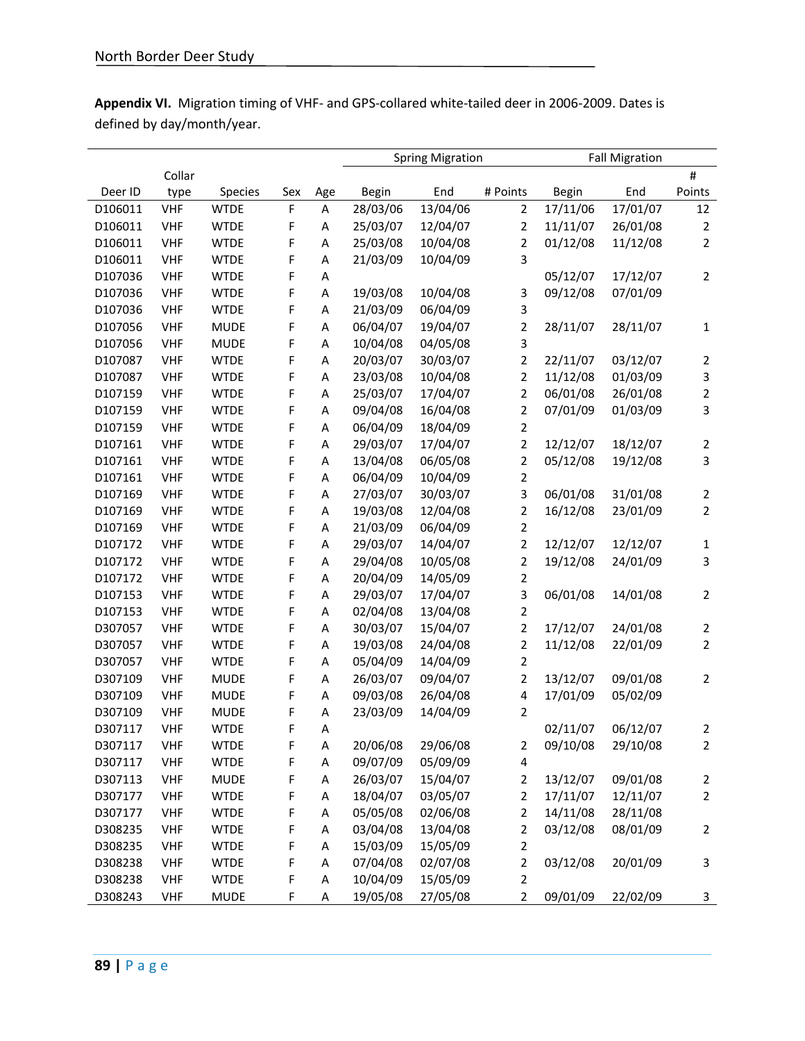**Appendix VI.** Migration timing of VHF- and GPS-collared white-tailed deer in 2006-2009. Dates is defined by day/month/year.

| | | | | | Spring Migration | | | Fall Migration | | |
|---|---|---|---|---|---|---|---|---|---|---|
| Deer ID | Collar type | Species | Sex | Age | Begin | End | # Points | Begin | End | # Points |
| D106011 | VHF | WTDE | F | A | 28/03/06 | 13/04/06 | 2 | 17/11/06 | 17/01/07 | 12 |
| D106011 | VHF | WTDE | F | A | 25/03/07 | 12/04/07 | 2 | 11/11/07 | 26/01/08 | 2 |
| D106011 | VHF | WTDE | F | A | 25/03/08 | 10/04/08 | 2 | 01/12/08 | 11/12/08 | 2 |
| D106011 | VHF | WTDE | F | A | 21/03/09 | 10/04/09 | 3 | | | |
| D107036 | VHF | WTDE | F | A | | | | 05/12/07 | 17/12/07 | 2 |
| D107036 | VHF | WTDE | F | A | 19/03/08 | 10/04/08 | 3 | 09/12/08 | 07/01/09 | |
| D107036 | VHF | WTDE | F | A | 21/03/09 | 06/04/09 | 3 | | | |
| D107056 | VHF | MUDE | F | A | 06/04/07 | 19/04/07 | 2 | 28/11/07 | 28/11/07 | 1 |
| D107056 | VHF | MUDE | F | A | 10/04/08 | 04/05/08 | 3 | | | |
| D107087 | VHF | WTDE | F | A | 20/03/07 | 30/03/07 | 2 | 22/11/07 | 03/12/07 | 2 |
| D107087 | VHF | WTDE | F | A | 23/03/08 | 10/04/08 | 2 | 11/12/08 | 01/03/09 | 3 |
| D107159 | VHF | WTDE | F | A | 25/03/07 | 17/04/07 | 2 | 06/01/08 | 26/01/08 | 2 |
| D107159 | VHF | WTDE | F | A | 09/04/08 | 16/04/08 | 2 | 07/01/09 | 01/03/09 | 3 |
| D107159 | VHF | WTDE | F | A | 06/04/09 | 18/04/09 | 2 | | | |
| D107161 | VHF | WTDE | F | A | 29/03/07 | 17/04/07 | 2 | 12/12/07 | 18/12/07 | 2 |
| D107161 | VHF | WTDE | F | A | 13/04/08 | 06/05/08 | 2 | 05/12/08 | 19/12/08 | 3 |
| D107161 | VHF | WTDE | F | A | 06/04/09 | 10/04/09 | 2 | | | |
| D107169 | VHF | WTDE | F | A | 27/03/07 | 30/03/07 | 3 | 06/01/08 | 31/01/08 | 2 |
| D107169 | VHF | WTDE | F | A | 19/03/08 | 12/04/08 | 2 | 16/12/08 | 23/01/09 | 2 |
| D107169 | VHF | WTDE | F | A | 21/03/09 | 06/04/09 | 2 | | | |
| D107172 | VHF | WTDE | F | A | 29/03/07 | 14/04/07 | 2 | 12/12/07 | 12/12/07 | 1 |
| D107172 | VHF | WTDE | F | A | 29/04/08 | 10/05/08 | 2 | 19/12/08 | 24/01/09 | 3 |
| D107172 | VHF | WTDE | F | A | 20/04/09 | 14/05/09 | 2 | | | |
| D107153 | VHF | WTDE | F | A | 29/03/07 | 17/04/07 | 3 | 06/01/08 | 14/01/08 | 2 |
| D107153 | VHF | WTDE | F | A | 02/04/08 | 13/04/08 | 2 | | | |
| D307057 | VHF | WTDE | F | A | 30/03/07 | 15/04/07 | 2 | 17/12/07 | 24/01/08 | 2 |
| D307057 | VHF | WTDE | F | A | 19/03/08 | 24/04/08 | 2 | 11/12/08 | 22/01/09 | 2 |
| D307057 | VHF | WTDE | F | A | 05/04/09 | 14/04/09 | 2 | | | |
| D307109 | VHF | MUDE | F | A | 26/03/07 | 09/04/07 | 2 | 13/12/07 | 09/01/08 | 2 |
| D307109 | VHF | MUDE | F | A | 09/03/08 | 26/04/08 | 4 | 17/01/09 | 05/02/09 | |
| D307109 | VHF | MUDE | F | A | 23/03/09 | 14/04/09 | 2 | | | |
| D307117 | VHF | WTDE | F | A | | | | 02/11/07 | 06/12/07 | 2 |
| D307117 | VHF | WTDE | F | A | 20/06/08 | 29/06/08 | 2 | 09/10/08 | 29/10/08 | 2 |
| D307117 | VHF | WTDE | F | A | 09/07/09 | 05/09/09 | 4 | | | |
| D307113 | VHF | MUDE | F | A | 26/03/07 | 15/04/07 | 2 | 13/12/07 | 09/01/08 | 2 |
| D307177 | VHF | WTDE | F | A | 18/04/07 | 03/05/07 | 2 | 17/11/07 | 12/11/07 | 2 |
| D307177 | VHF | WTDE | F | A | 05/05/08 | 02/06/08 | 2 | 14/11/08 | 28/11/08 | |
| D308235 | VHF | WTDE | F | A | 03/04/08 | 13/04/08 | 2 | 03/12/08 | 08/01/09 | 2 |
| D308235 | VHF | WTDE | F | A | 15/03/09 | 15/05/09 | 2 | | | |
| D308238 | VHF | WTDE | F | A | 07/04/08 | 02/07/08 | 2 | 03/12/08 | 20/01/09 | 3 |
| D308238 | VHF | WTDE | F | A | 10/04/09 | 15/05/09 | 2 | | | |
| D308243 | VHF | MUDE | F | A | 19/05/08 | 27/05/08 | 2 | 09/01/09 | 22/02/09 | 3 |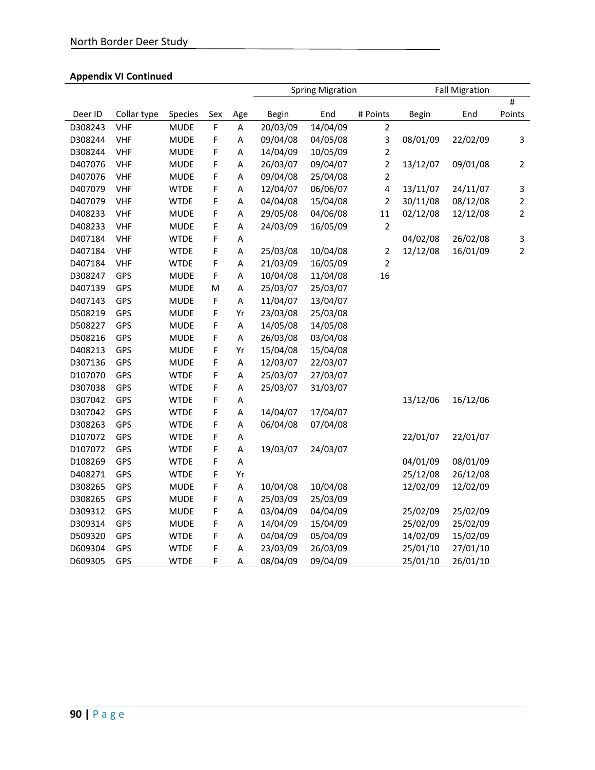**Appendix VI Continued**

| | | | | | Spring Migration | | | Fall Migration | | |
|---|---|---|---|---|---|---|---|---|---|---|
| Deer ID | Collar type | Species | Sex | Age | Begin | End | # Points | Begin | End | # Points |
| D308243 | VHF | MUDE | F | A | 20/03/09 | 14/04/09 | 2 | | | |
| D308244 | VHF | MUDE | F | A | 09/04/08 | 04/05/08 | 3 | 08/01/09 | 22/02/09 | 3 |
| D308244 | VHF | MUDE | F | A | 14/04/09 | 10/05/09 | 2 | | | |
| D407076 | VHF | MUDE | F | A | 26/03/07 | 09/04/07 | 2 | 13/12/07 | 09/01/08 | 2 |
| D407076 | VHF | MUDE | F | A | 09/04/08 | 25/04/08 | 2 | | | |
| D407079 | VHF | WTDE | F | A | 12/04/07 | 06/06/07 | 4 | 13/11/07 | 24/11/07 | 3 |
| D407079 | VHF | WTDE | F | A | 04/04/08 | 15/04/08 | 2 | 30/11/08 | 08/12/08 | 2 |
| D408233 | VHF | MUDE | F | A | 29/05/08 | 04/06/08 | 11 | 02/12/08 | 12/12/08 | 2 |
| D408233 | VHF | MUDE | F | A | 24/03/09 | 16/05/09 | 2 | | | |
| D407184 | VHF | WTDE | F | A | | | | 04/02/08 | 26/02/08 | 3 |
| D407184 | VHF | WTDE | F | A | 25/03/08 | 10/04/08 | 2 | 12/12/08 | 16/01/09 | 2 |
| D407184 | VHF | WTDE | F | A | 21/03/09 | 16/05/09 | 2 | | | |
| D308247 | GPS | MUDE | F | A | 10/04/08 | 11/04/08 | 16 | | | |
| D407139 | GPS | MUDE | M | A | 25/03/07 | 25/03/07 | | | | |
| D407143 | GPS | MUDE | F | A | 11/04/07 | 13/04/07 | | | | |
| D508219 | GPS | MUDE | F | Yr | 23/03/08 | 25/03/08 | | | | |
| D508227 | GPS | MUDE | F | A | 14/05/08 | 14/05/08 | | | | |
| D508216 | GPS | MUDE | F | A | 26/03/08 | 03/04/08 | | | | |
| D408213 | GPS | MUDE | F | Yr | 15/04/08 | 15/04/08 | | | | |
| D307136 | GPS | MUDE | F | A | 12/03/07 | 22/03/07 | | | | |
| D107070 | GPS | WTDE | F | A | 25/03/07 | 27/03/07 | | | | |
| D307038 | GPS | WTDE | F | A | 25/03/07 | 31/03/07 | | | | |
| D307042 | GPS | WTDE | F | A | | | | 13/12/06 | 16/12/06 | |
| D307042 | GPS | WTDE | F | A | 14/04/07 | 17/04/07 | | | | |
| D308263 | GPS | WTDE | F | A | 06/04/08 | 07/04/08 | | | | |
| D107072 | GPS | WTDE | F | A | | | | 22/01/07 | 22/01/07 | |
| D107072 | GPS | WTDE | F | A | 19/03/07 | 24/03/07 | | | | |
| D108269 | GPS | WTDE | F | A | | | | 04/01/09 | 08/01/09 | |
| D408271 | GPS | WTDE | F | Yr | | | | 25/12/08 | 26/12/08 | |
| D308265 | GPS | MUDE | F | A | 10/04/08 | 10/04/08 | | 12/02/09 | 12/02/09 | |
| D308265 | GPS | MUDE | F | A | 25/03/09 | 25/03/09 | | | | |
| D309312 | GPS | MUDE | F | A | 03/04/09 | 04/04/09 | | 25/02/09 | 25/02/09 | |
| D309314 | GPS | MUDE | F | A | 14/04/09 | 15/04/09 | | 25/02/09 | 25/02/09 | |
| D509320 | GPS | WTDE | F | A | 04/04/09 | 05/04/09 | | 14/02/09 | 15/02/09 | |
| D609304 | GPS | WTDE | F | A | 23/03/09 | 26/03/09 | | 25/01/10 | 27/01/10 | |
| D609305 | GPS | WTDE | F | A | 08/04/09 | 09/04/09 | | 25/01/10 | 26/01/10 | |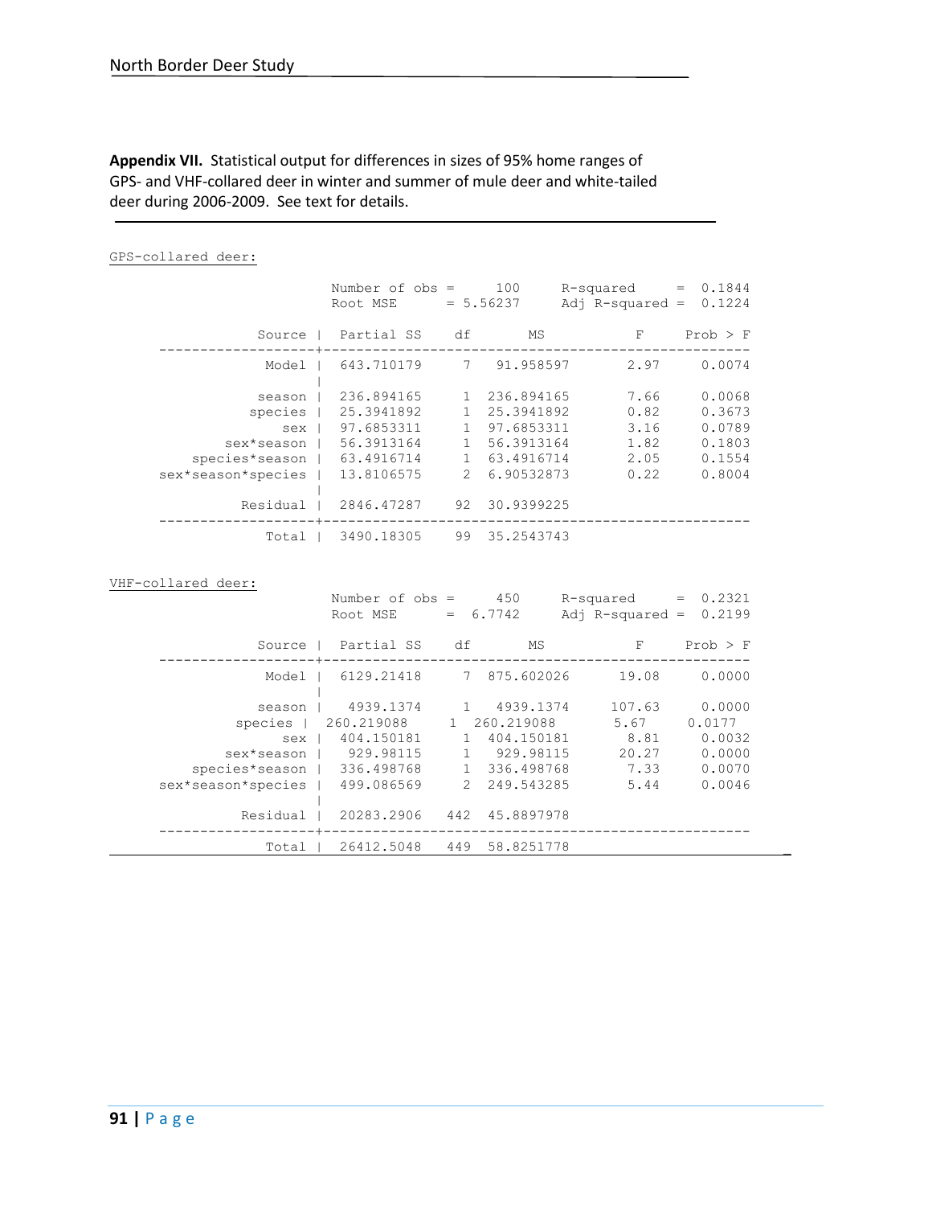**Appendix VII.** Statistical output for differences in sizes of 95% home ranges of GPS- and VHF-collared deer in winter and summer of mule deer and white-tailed deer during 2006-2009. See text for details.

GPS-collared deer:

Number of obs = 100, Root MSE = 5.56237, R-squared = 0.1844, Adj R-squared = 0.1224

| Source | Partial SS | df | MS | F | Prob > F |
|---|---|---|---|---|---|
| Model | 643.710179 | 7 | 91.958597 | 2.97 | 0.0074 |
| season | 236.894165 | 1 | 236.894165 | 7.66 | 0.0068 |
| species | 25.3941892 | 1 | 25.3941892 | 0.82 | 0.3673 |
| sex | 97.6853311 | 1 | 97.6853311 | 3.16 | 0.0789 |
| sex*season | 56.3913164 | 1 | 56.3913164 | 1.82 | 0.1803 |
| species*season | 63.4916714 | 1 | 63.4916714 | 2.05 | 0.1554 |
| sex*season*species | 13.8106575 | 2 | 6.90532873 | 0.22 | 0.8004 |
| Residual | 2846.47287 | 92 | 30.9399225 | | |
| Total | 3490.18305 | 99 | 35.2543743 | | |

VHF-collared deer:

Number of obs = 450, Root MSE = 6.7742, R-squared = 0.2321, Adj R-squared = 0.2199

| Source | Partial SS | df | MS | F | Prob > F |
|---|---|---|---|---|---|
| Model | 6129.21418 | 7 | 875.602026 | 19.08 | 0.0000 |
| season | 4939.1374 | 1 | 4939.1374 | 107.63 | 0.0000 |
| species | 260.219088 | 1 | 260.219088 | 5.67 | 0.0177 |
| sex | 404.150181 | 1 | 404.150181 | 8.81 | 0.0032 |
| sex*season | 929.98115 | 1 | 929.98115 | 20.27 | 0.0000 |
| species*season | 336.498768 | 1 | 336.498768 | 7.33 | 0.0070 |
| sex*season*species | 499.086569 | 2 | 249.543285 | 5.44 | 0.0046 |
| Residual | 20283.2906 | 442 | 45.8897978 | | |
| Total | 26412.5048 | 449 | 58.8251778 | | |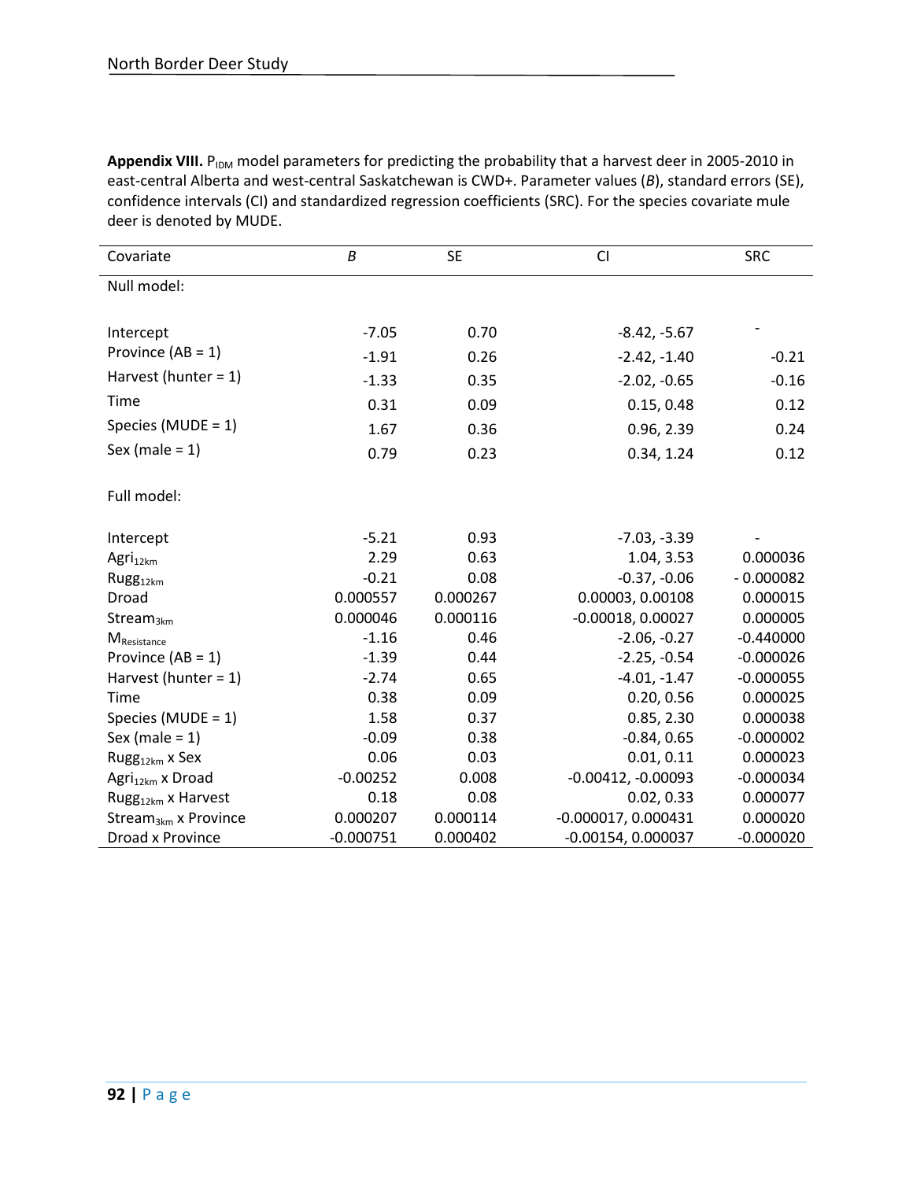**Appendix VIII.** $P_{IDM}$ model parameters for predicting the probability that a harvest deer in 2005-2010 in east-central Alberta and west-central Saskatchewan is CWD+. Parameter values (*B*), standard errors (SE), confidence intervals (CI) and standardized regression coefficients (SRC). For the species covariate mule deer is denoted by MUDE.

| Covariate | *B* | SE | CI | SRC |
|---|---|---|---|---|
| Null model: | | | | |
| Intercept | -7.05 | 0.70 | -8.42, -5.67 | - |
| Province (AB = 1) | -1.91 | 0.26 | -2.42, -1.40 | -0.21 |
| Harvest (hunter = 1) | -1.33 | 0.35 | -2.02, -0.65 | -0.16 |
| Time | 0.31 | 0.09 | 0.15, 0.48 | 0.12 |
| Species (MUDE = 1) | 1.67 | 0.36 | 0.96, 2.39 | 0.24 |
| Sex (male = 1) | 0.79 | 0.23 | 0.34, 1.24 | 0.12 |
| Full model: | | | | |
| Intercept | -5.21 | 0.93 | -7.03, -3.39 | - |
| $Agri_{12km}$ | 2.29 | 0.63 | 1.04, 3.53 | 0.000036 |
| $Rugg_{12km}$ | -0.21 | 0.08 | -0.37, -0.06 | - 0.000082 |
| Droad | 0.000557 | 0.000267 | 0.00003, 0.00108 | 0.000015 |
| $Stream_{3km}$ | 0.000046 | 0.000116 | -0.00018, 0.00027 | 0.000005 |
| $M_{Resistance}$ | -1.16 | 0.46 | -2.06, -0.27 | -0.440000 |
| Province (AB = 1) | -1.39 | 0.44 | -2.25, -0.54 | -0.000026 |
| Harvest (hunter = 1) | -2.74 | 0.65 | -4.01, -1.47 | -0.000055 |
| Time | 0.38 | 0.09 | 0.20, 0.56 | 0.000025 |
| Species (MUDE = 1) | 1.58 | 0.37 | 0.85, 2.30 | 0.000038 |
| Sex (male = 1) | -0.09 | 0.38 | -0.84, 0.65 | -0.000002 |
| $Rugg_{12km}$ x Sex | 0.06 | 0.03 | 0.01, 0.11 | 0.000023 |
| $Agri_{12km}$ x Droad | -0.00252 | 0.008 | -0.00412, -0.00093 | -0.000034 |
| $Rugg_{12km}$ x Harvest | 0.18 | 0.08 | 0.02, 0.33 | 0.000077 |
| $Stream_{3km}$ x Province | 0.000207 | 0.000114 | -0.000017, 0.000431 | 0.000020 |
| Droad x Province | -0.000751 | 0.000402 | -0.00154, 0.000037 | -0.000020 |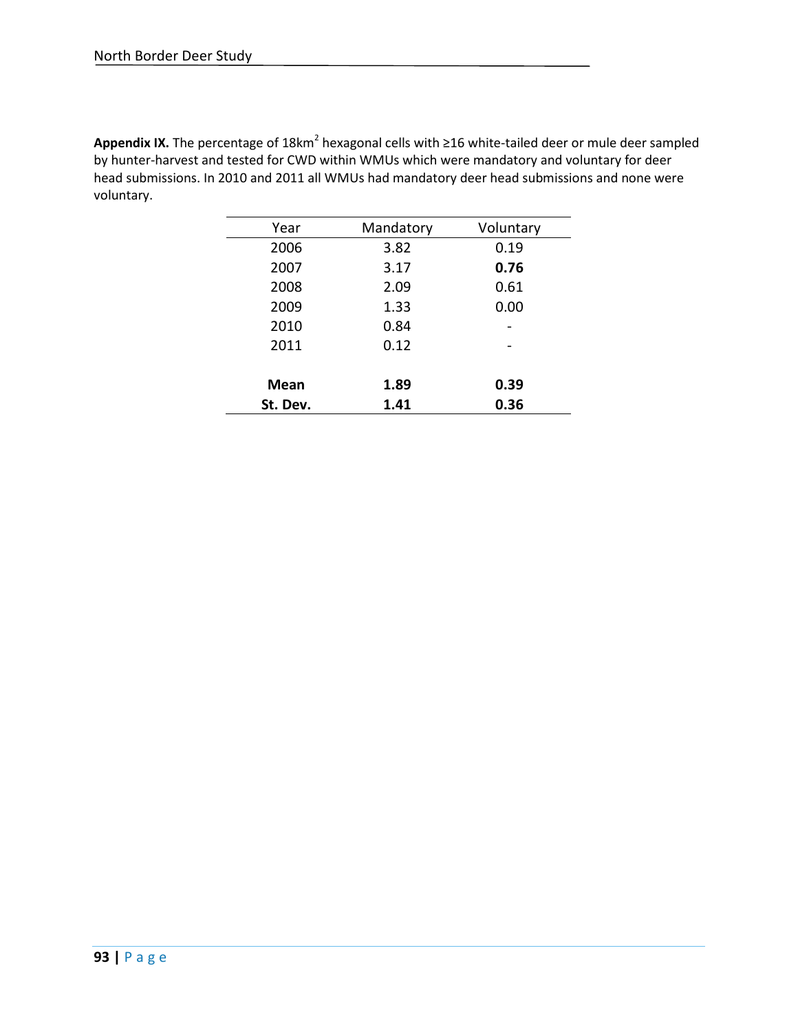**Appendix IX.** The percentage of $18km^2$ hexagonal cells with ≥16 white-tailed deer or mule deer sampled by hunter-harvest and tested for CWD within WMUs which were mandatory and voluntary for deer head submissions. In 2010 and 2011 all WMUs had mandatory deer head submissions and none were voluntary.

| Year | Mandatory | Voluntary |
|---|---|---|
| 2006 | 3.82 | 0.19 |
| 2007 | 3.17 | **0.76** |
| 2008 | 2.09 | 0.61 |
| 2009 | 1.33 | 0.00 |
| 2010 | 0.84 | - |
| 2011 | 0.12 | - |
| **Mean** | **1.89** | **0.39** |
| **St. Dev.** | **1.41** | **0.36** |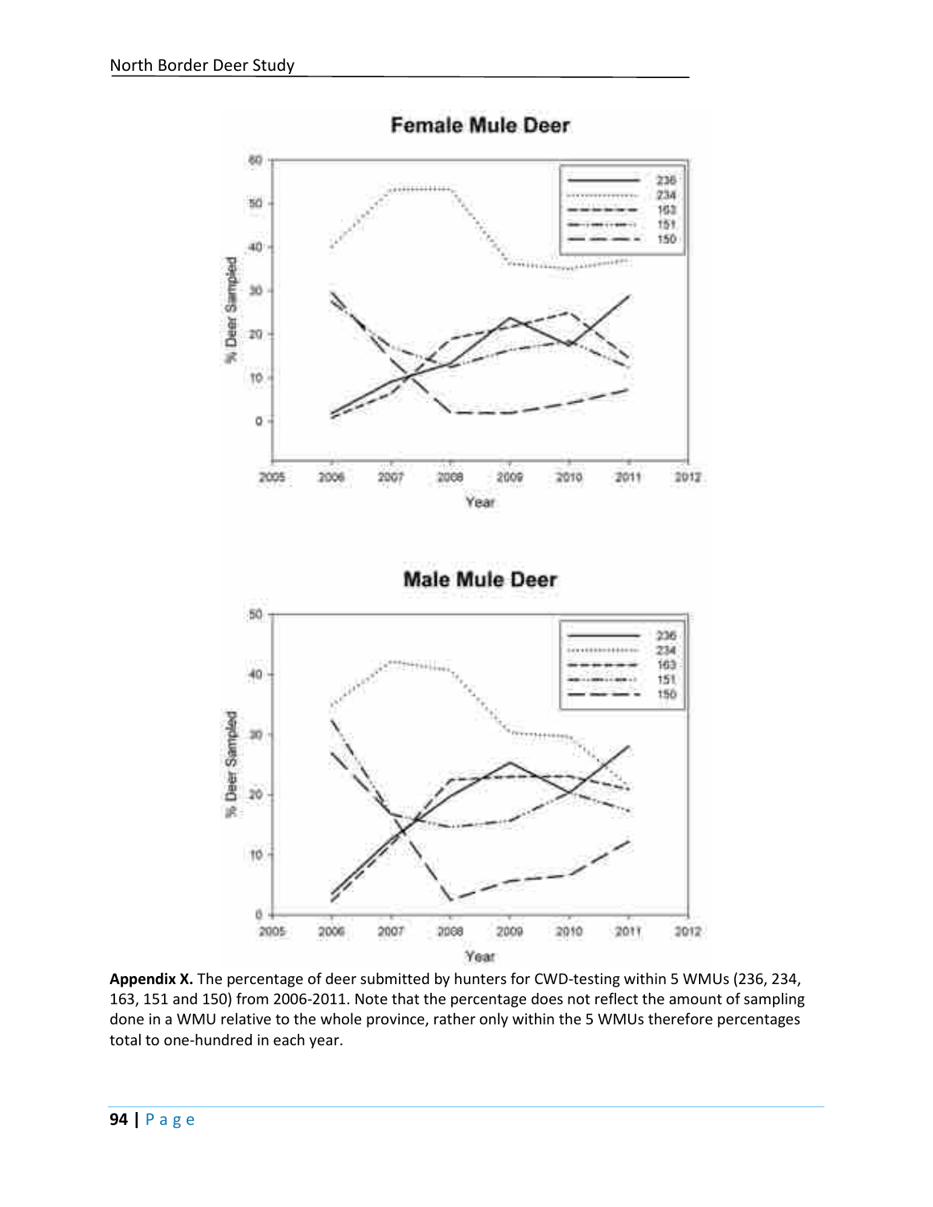Female Mule Deer

% Deer Sampled

0
10
20
30
40
50
60

2005
2006
2007
2008
2009
2010
2011
2012

Year

236
234
163
151
150

Male Mule Deer

% Deer Sampled

0
10
20
30
40
50

2005
2006
2007
2008
2009
2010
2011
2012

Year

236
234
163
151
150

**Appendix X.** The percentage of deer submitted by hunters for CWD-testing within 5 WMUs (236, 234, 163, 151 and 150) from 2006-2011. Note that the percentage does not reflect the amount of sampling done in a WMU relative to the whole province, rather only within the 5 WMUs therefore percentages total to one-hundred in each year.